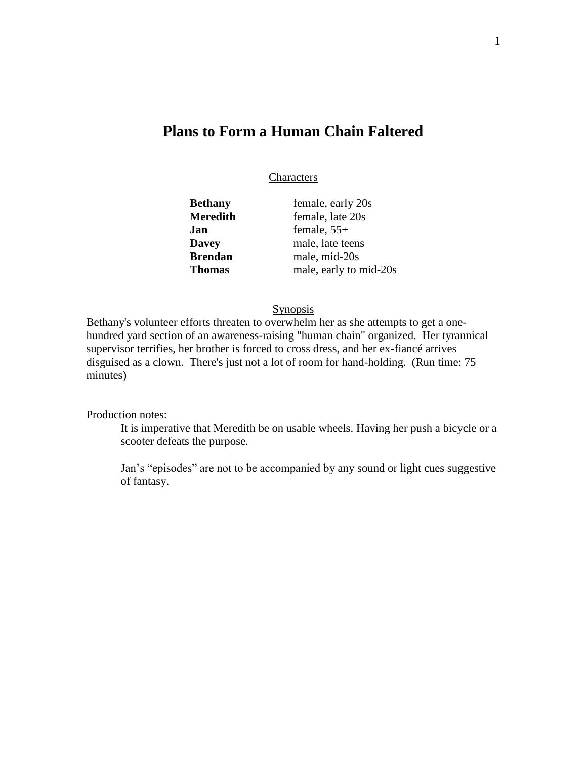# Plans to Form a Human Chain Faltered

## Characters

| | |
|---|---|
| **Bethany** | female, early 20s |
| **Meredith** | female, late 20s |
| **Jan** | female, 55+ |
| **Davey** | male, late teens |
| **Brendan** | male, mid-20s |
| **Thomas** | male, early to mid-20s |

## Synopsis

Bethany's volunteer efforts threaten to overwhelm her as she attempts to get a one-hundred yard section of an awareness-raising "human chain" organized. Her tyrannical supervisor terrifies, her brother is forced to cross dress, and her ex-fiancé arrives disguised as a clown. There's just not a lot of room for hand-holding. (Run time: 75 minutes)

Production notes:

> It is imperative that Meredith be on usable wheels. Having her push a bicycle or a scooter defeats the purpose.
>
> Jan's "episodes" are not to be accompanied by any sound or light cues suggestive of fantasy.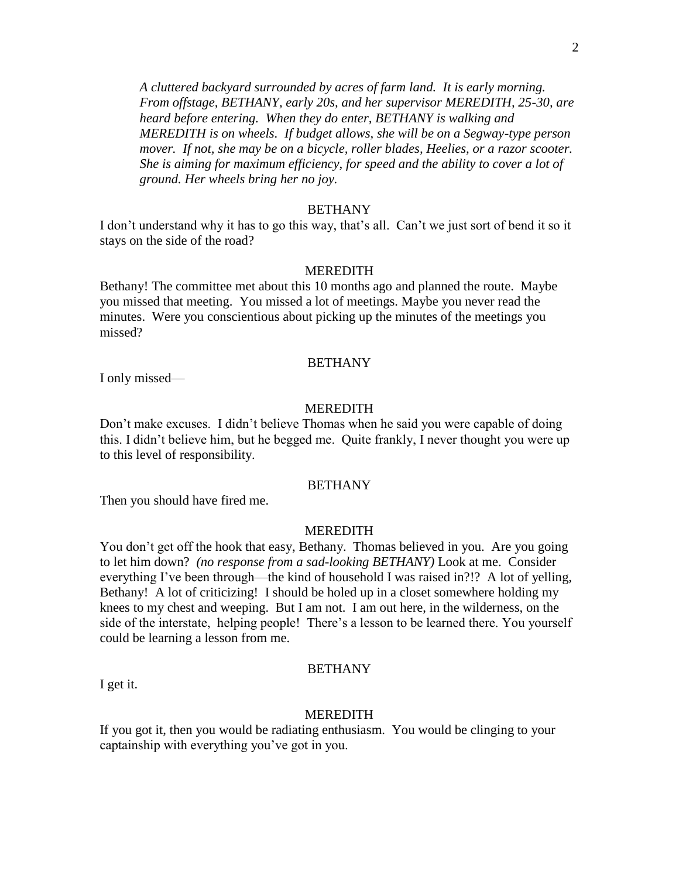*A cluttered backyard surrounded by acres of farm land. It is early morning. From offstage, BETHANY, early 20s, and her supervisor MEREDITH, 25-30, are heard before entering. When they do enter, BETHANY is walking and MEREDITH is on wheels. If budget allows, she will be on a Segway-type person mover. If not, she may be on a bicycle, roller blades, Heelies, or a razor scooter. She is aiming for maximum efficiency, for speed and the ability to cover a lot of ground. Her wheels bring her no joy.*

BETHANY

I don't understand why it has to go this way, that's all. Can't we just sort of bend it so it stays on the side of the road?

MEREDITH

Bethany! The committee met about this 10 months ago and planned the route. Maybe you missed that meeting. You missed a lot of meetings. Maybe you never read the minutes. Were you conscientious about picking up the minutes of the meetings you missed?

BETHANY

I only missed—

MEREDITH

Don't make excuses. I didn't believe Thomas when he said you were capable of doing this. I didn't believe him, but he begged me. Quite frankly, I never thought you were up to this level of responsibility.

BETHANY

Then you should have fired me.

MEREDITH

You don't get off the hook that easy, Bethany. Thomas believed in you. Are you going to let him down? *(no response from a sad-looking BETHANY)* Look at me. Consider everything I've been through—the kind of household I was raised in?!? A lot of yelling, Bethany! A lot of criticizing! I should be holed up in a closet somewhere holding my knees to my chest and weeping. But I am not. I am out here, in the wilderness, on the side of the interstate, helping people! There's a lesson to be learned there. You yourself could be learning a lesson from me.

BETHANY

I get it.

MEREDITH

If you got it, then you would be radiating enthusiasm. You would be clinging to your captainship with everything you've got in you.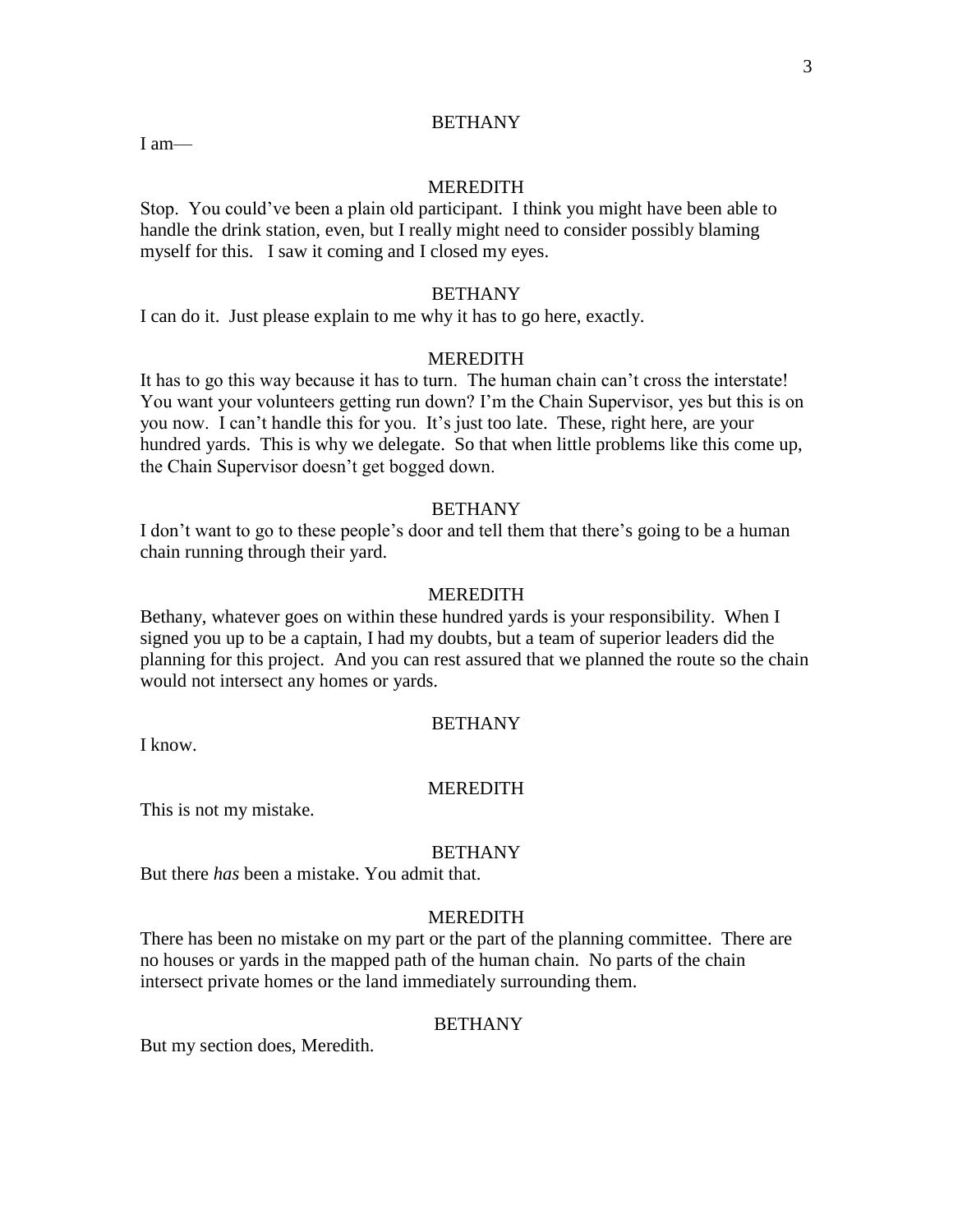BETHANY

I am—

MEREDITH

Stop. You could've been a plain old participant. I think you might have been able to handle the drink station, even, but I really might need to consider possibly blaming myself for this. I saw it coming and I closed my eyes.

BETHANY

I can do it. Just please explain to me why it has to go here, exactly.

MEREDITH

It has to go this way because it has to turn. The human chain can't cross the interstate! You want your volunteers getting run down? I'm the Chain Supervisor, yes but this is on you now. I can't handle this for you. It's just too late. These, right here, are your hundred yards. This is why we delegate. So that when little problems like this come up, the Chain Supervisor doesn't get bogged down.

BETHANY

I don't want to go to these people's door and tell them that there's going to be a human chain running through their yard.

MEREDITH

Bethany, whatever goes on within these hundred yards is your responsibility. When I signed you up to be a captain, I had my doubts, but a team of superior leaders did the planning for this project. And you can rest assured that we planned the route so the chain would not intersect any homes or yards.

BETHANY

I know.

MEREDITH

This is not my mistake.

BETHANY

But there *has* been a mistake. You admit that.

MEREDITH

There has been no mistake on my part or the part of the planning committee. There are no houses or yards in the mapped path of the human chain. No parts of the chain intersect private homes or the land immediately surrounding them.

BETHANY

But my section does, Meredith.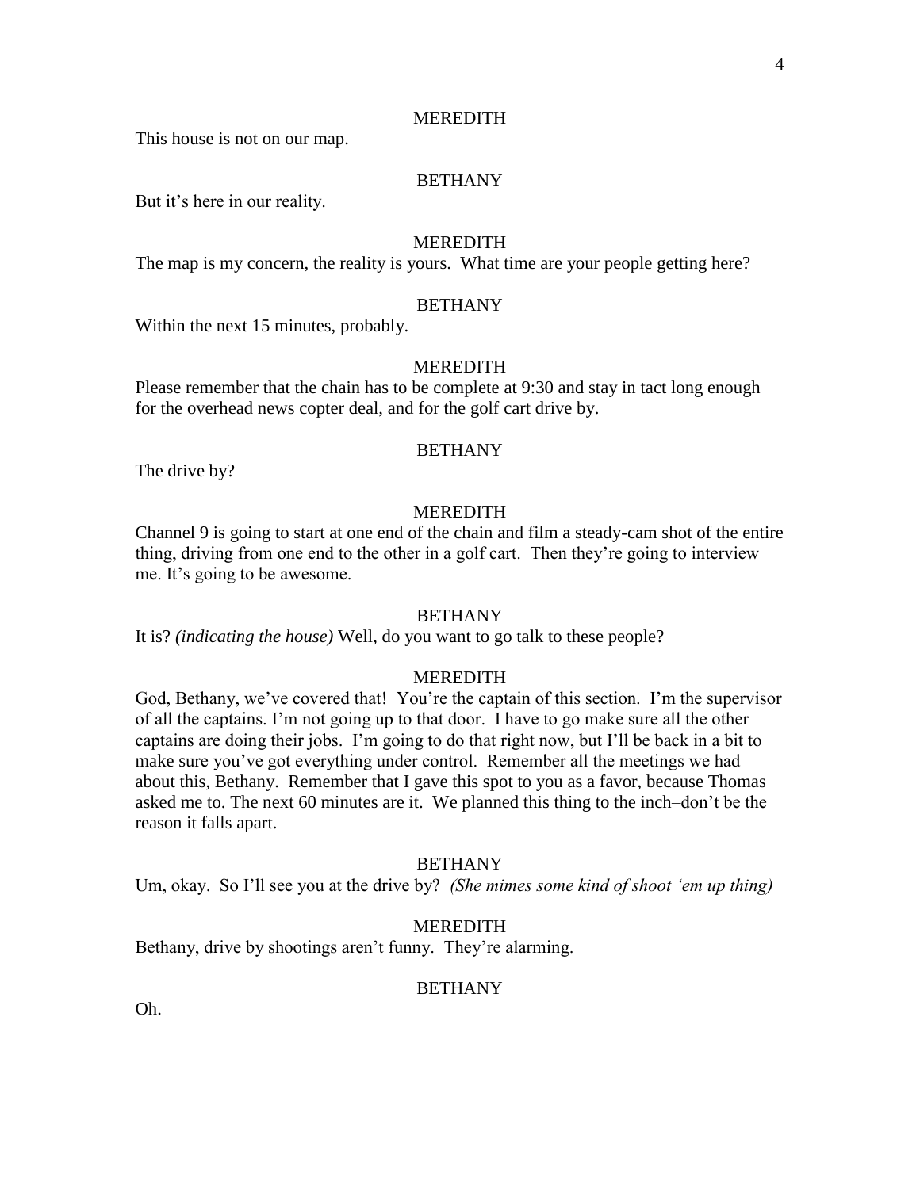MEREDITH

This house is not on our map.

BETHANY

But it's here in our reality.

MEREDITH

The map is my concern, the reality is yours. What time are your people getting here?

BETHANY

Within the next 15 minutes, probably.

MEREDITH

Please remember that the chain has to be complete at 9:30 and stay in tact long enough for the overhead news copter deal, and for the golf cart drive by.

BETHANY

The drive by?

MEREDITH

Channel 9 is going to start at one end of the chain and film a steady-cam shot of the entire thing, driving from one end to the other in a golf cart. Then they're going to interview me. It's going to be awesome.

BETHANY

It is? *(indicating the house)* Well, do you want to go talk to these people?

MEREDITH

God, Bethany, we've covered that! You're the captain of this section. I'm the supervisor of all the captains. I'm not going up to that door. I have to go make sure all the other captains are doing their jobs. I'm going to do that right now, but I'll be back in a bit to make sure you've got everything under control. Remember all the meetings we had about this, Bethany. Remember that I gave this spot to you as a favor, because Thomas asked me to. The next 60 minutes are it. We planned this thing to the inch–don't be the reason it falls apart.

BETHANY

Um, okay. So I'll see you at the drive by? *(She mimes some kind of shoot 'em up thing)*

MEREDITH

Bethany, drive by shootings aren't funny. They're alarming.

BETHANY

Oh.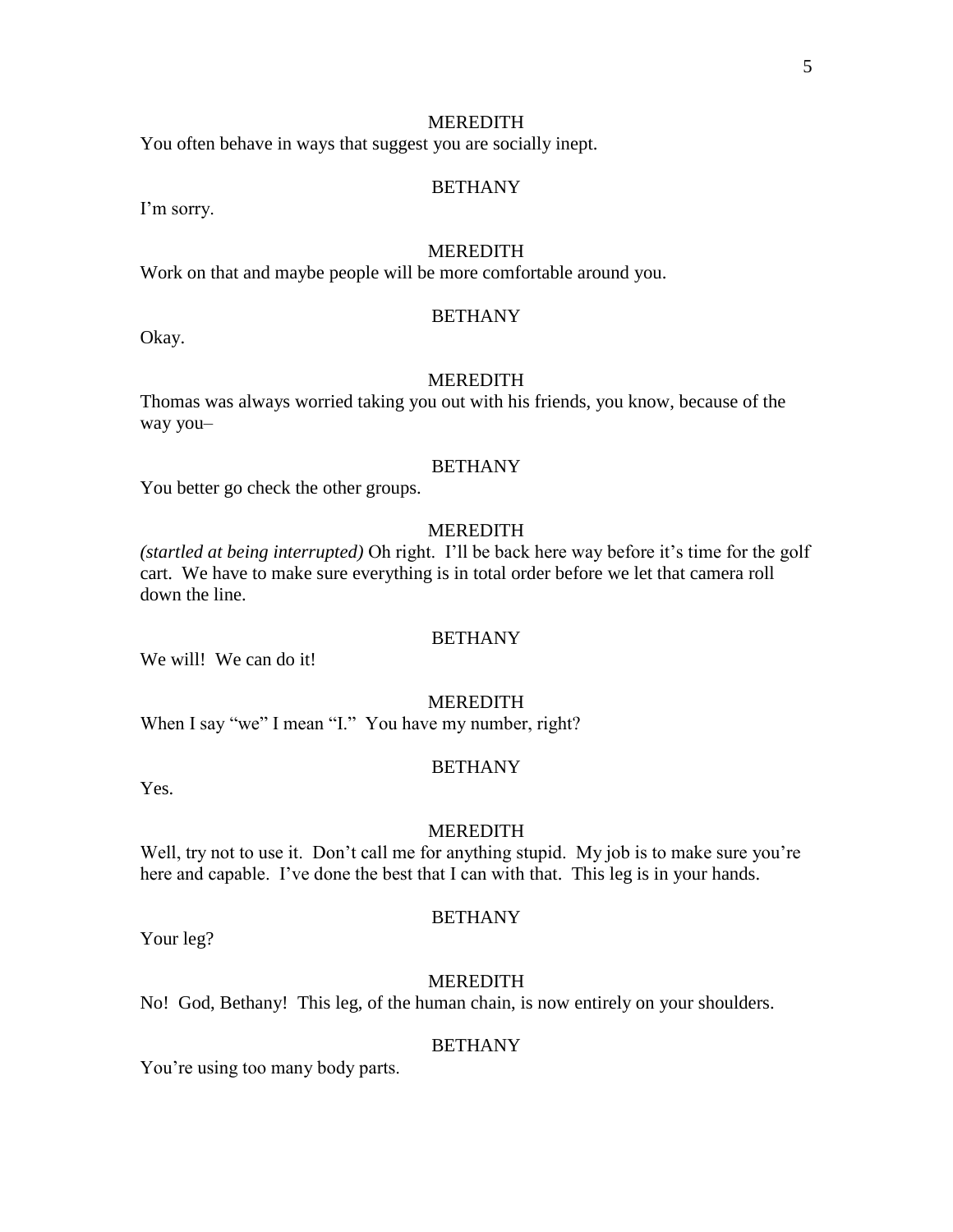MEREDITH

You often behave in ways that suggest you are socially inept.

BETHANY

I'm sorry.

MEREDITH

Work on that and maybe people will be more comfortable around you.

BETHANY

Okay.

MEREDITH

Thomas was always worried taking you out with his friends, you know, because of the way you–

BETHANY

You better go check the other groups.

MEREDITH

*(startled at being interrupted)* Oh right. I'll be back here way before it's time for the golf cart. We have to make sure everything is in total order before we let that camera roll down the line.

BETHANY

We will! We can do it!

MEREDITH

When I say "we" I mean "I." You have my number, right?

BETHANY

Yes.

MEREDITH

Well, try not to use it. Don't call me for anything stupid. My job is to make sure you're here and capable. I've done the best that I can with that. This leg is in your hands.

BETHANY

Your leg?

MEREDITH

No! God, Bethany! This leg, of the human chain, is now entirely on your shoulders.

BETHANY

You're using too many body parts.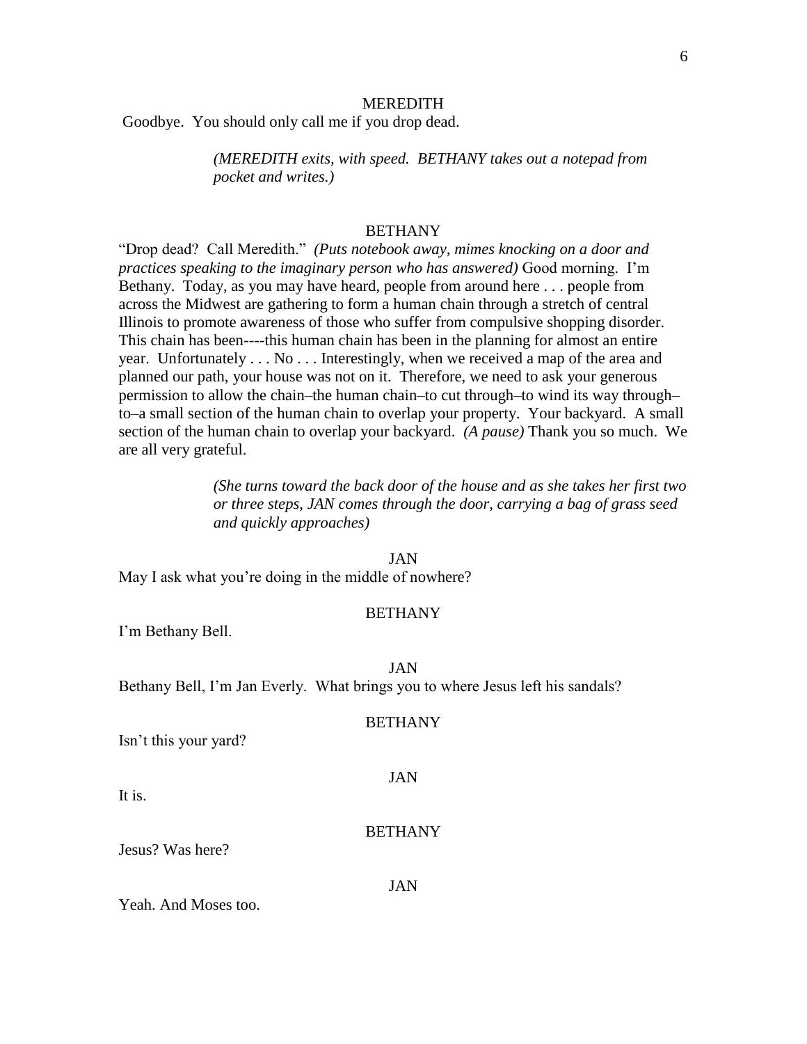MEREDITH

Goodbye. You should only call me if you drop dead.

*(MEREDITH exits, with speed. BETHANY takes out a notepad from pocket and writes.)*

BETHANY

"Drop dead? Call Meredith." *(Puts notebook away, mimes knocking on a door and practices speaking to the imaginary person who has answered)* Good morning. I'm Bethany. Today, as you may have heard, people from around here . . . people from across the Midwest are gathering to form a human chain through a stretch of central Illinois to promote awareness of those who suffer from compulsive shopping disorder. This chain has been----this human chain has been in the planning for almost an entire year. Unfortunately . . . No . . . Interestingly, when we received a map of the area and planned our path, your house was not on it. Therefore, we need to ask your generous permission to allow the chain–the human chain–to cut through–to wind its way through–to–a small section of the human chain to overlap your property. Your backyard. A small section of the human chain to overlap your backyard. *(A pause)* Thank you so much. We are all very grateful.

*(She turns toward the back door of the house and as she takes her first two or three steps, JAN comes through the door, carrying a bag of grass seed and quickly approaches)*

JAN

May I ask what you're doing in the middle of nowhere?

BETHANY

I'm Bethany Bell.

JAN

Bethany Bell, I'm Jan Everly. What brings you to where Jesus left his sandals?

BETHANY

Isn't this your yard?

JAN

It is.

BETHANY

Jesus? Was here?

JAN

Yeah. And Moses too.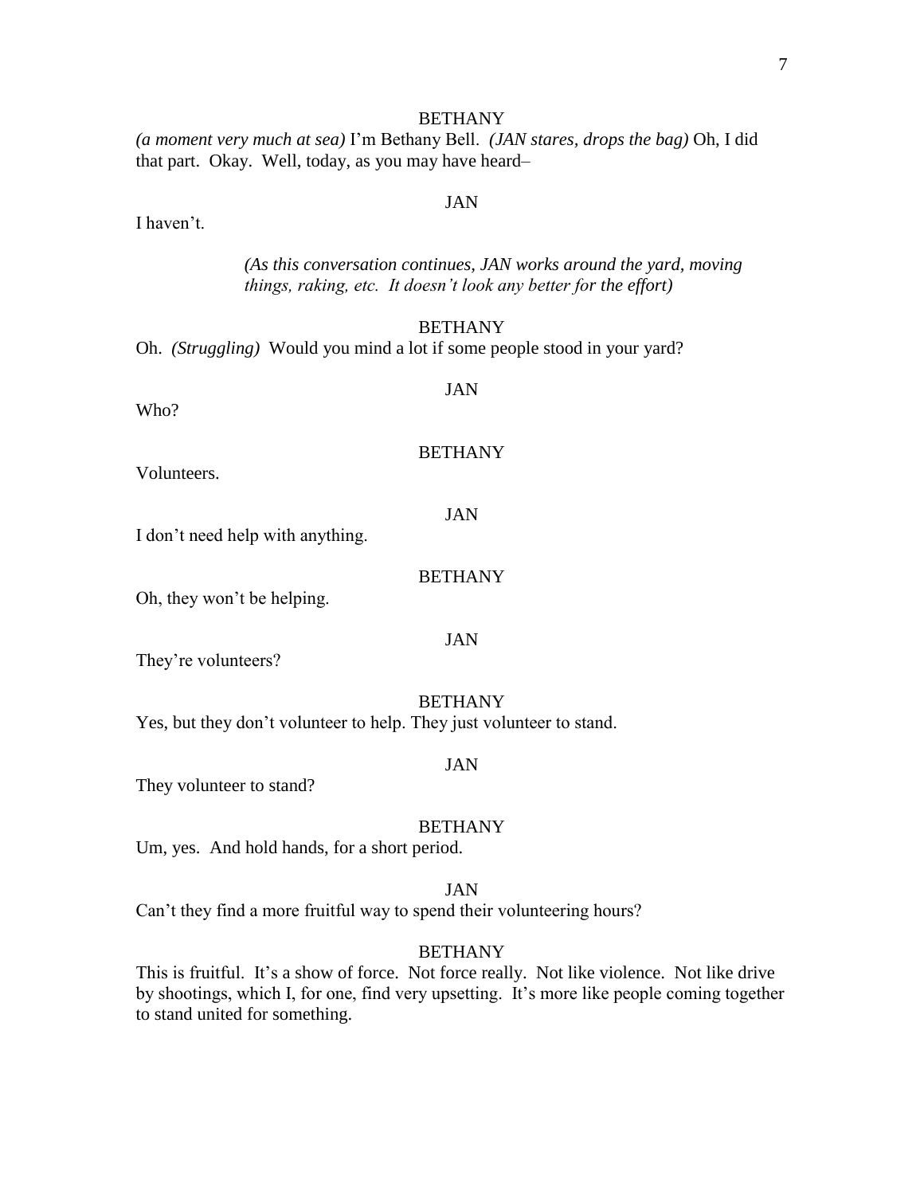BETHANY

*(a moment very much at sea)* I'm Bethany Bell. *(JAN stares, drops the bag)* Oh, I did that part. Okay. Well, today, as you may have heard–

JAN

I haven't.

*(As this conversation continues, JAN works around the yard, moving things, raking, etc. It doesn't look any better for the effort)*

BETHANY

Oh. *(Struggling)* Would you mind a lot if some people stood in your yard?

JAN

Who?

BETHANY

Volunteers.

JAN

I don't need help with anything.

BETHANY

Oh, they won't be helping.

JAN

They're volunteers?

BETHANY

Yes, but they don't volunteer to help. They just volunteer to stand.

JAN

They volunteer to stand?

BETHANY

Um, yes. And hold hands, for a short period.

JAN

Can't they find a more fruitful way to spend their volunteering hours?

BETHANY

This is fruitful. It's a show of force. Not force really. Not like violence. Not like drive by shootings, which I, for one, find very upsetting. It's more like people coming together to stand united for something.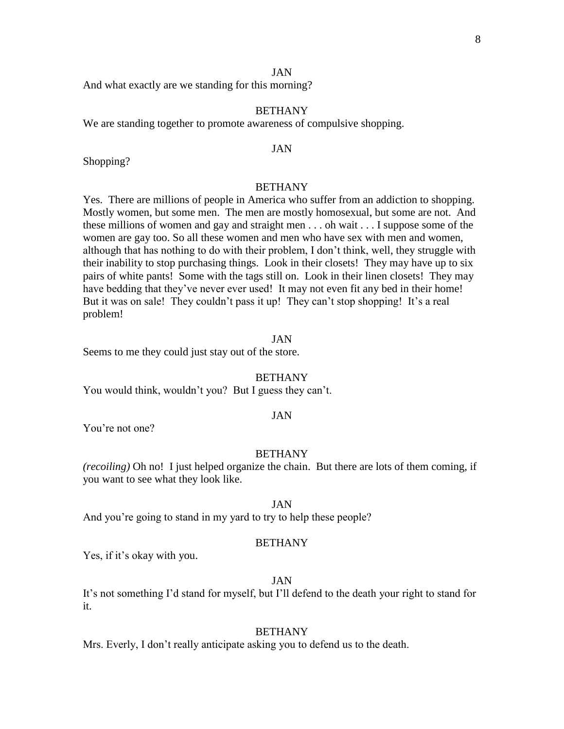JAN

And what exactly are we standing for this morning?

BETHANY

We are standing together to promote awareness of compulsive shopping.

JAN

Shopping?

BETHANY

Yes. There are millions of people in America who suffer from an addiction to shopping. Mostly women, but some men. The men are mostly homosexual, but some are not. And these millions of women and gay and straight men . . . oh wait . . . I suppose some of the women are gay too. So all these women and men who have sex with men and women, although that has nothing to do with their problem, I don't think, well, they struggle with their inability to stop purchasing things. Look in their closets! They may have up to six pairs of white pants! Some with the tags still on. Look in their linen closets! They may have bedding that they've never ever used! It may not even fit any bed in their home! But it was on sale! They couldn't pass it up! They can't stop shopping! It's a real problem!

JAN

Seems to me they could just stay out of the store.

BETHANY

You would think, wouldn't you? But I guess they can't.

JAN

You're not one?

BETHANY

*(recoiling)* Oh no! I just helped organize the chain. But there are lots of them coming, if you want to see what they look like.

JAN

And you're going to stand in my yard to try to help these people?

BETHANY

Yes, if it's okay with you.

JAN

It's not something I'd stand for myself, but I'll defend to the death your right to stand for it.

BETHANY

Mrs. Everly, I don't really anticipate asking you to defend us to the death.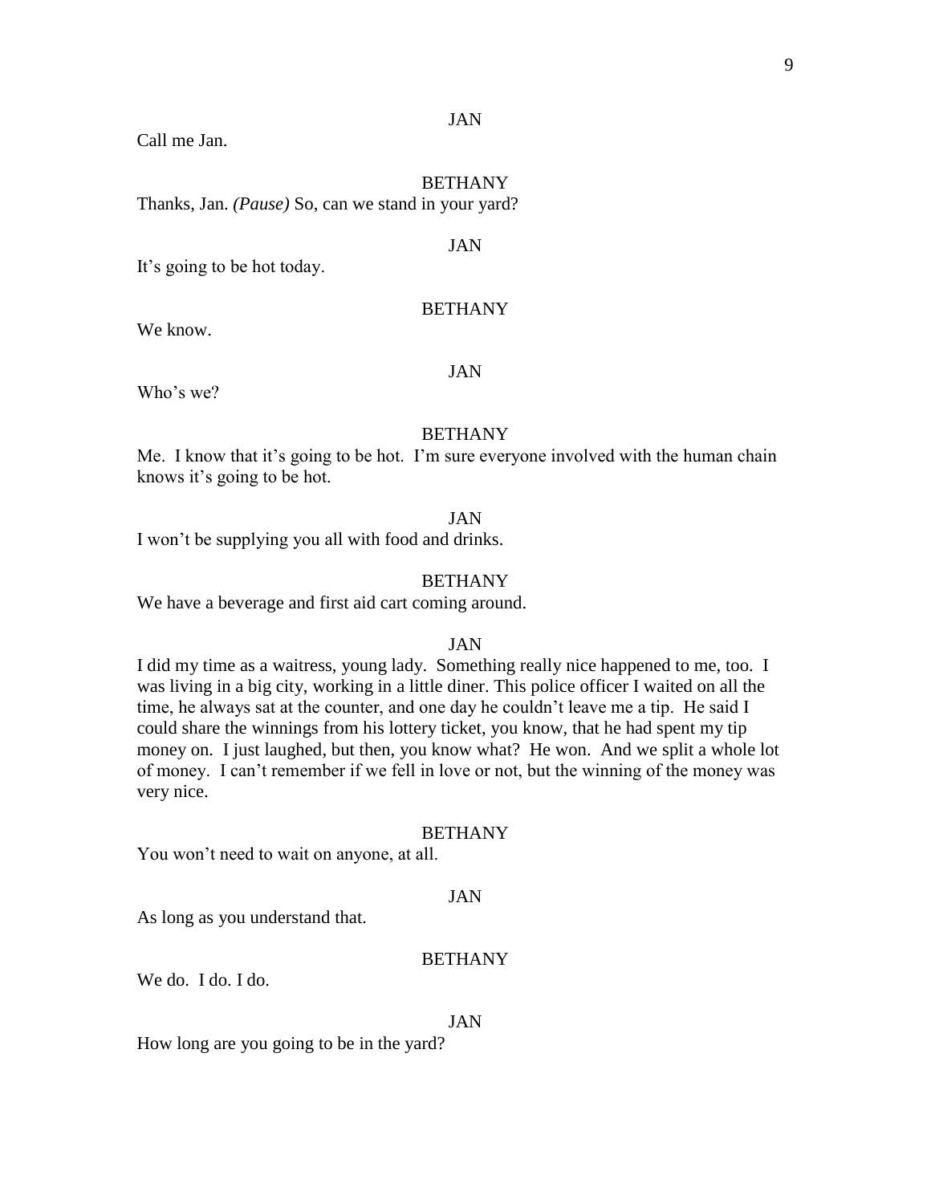JAN

Call me Jan.

BETHANY

Thanks, Jan. *(Pause)* So, can we stand in your yard?

JAN

It's going to be hot today.

BETHANY

We know.

JAN

Who's we?

BETHANY

Me. I know that it's going to be hot. I'm sure everyone involved with the human chain knows it's going to be hot.

JAN

I won't be supplying you all with food and drinks.

BETHANY

We have a beverage and first aid cart coming around.

JAN

I did my time as a waitress, young lady. Something really nice happened to me, too. I was living in a big city, working in a little diner. This police officer I waited on all the time, he always sat at the counter, and one day he couldn't leave me a tip. He said I could share the winnings from his lottery ticket, you know, that he had spent my tip money on. I just laughed, but then, you know what? He won. And we split a whole lot of money. I can't remember if we fell in love or not, but the winning of the money was very nice.

BETHANY

You won't need to wait on anyone, at all.

JAN

As long as you understand that.

BETHANY

We do. I do. I do.

JAN

How long are you going to be in the yard?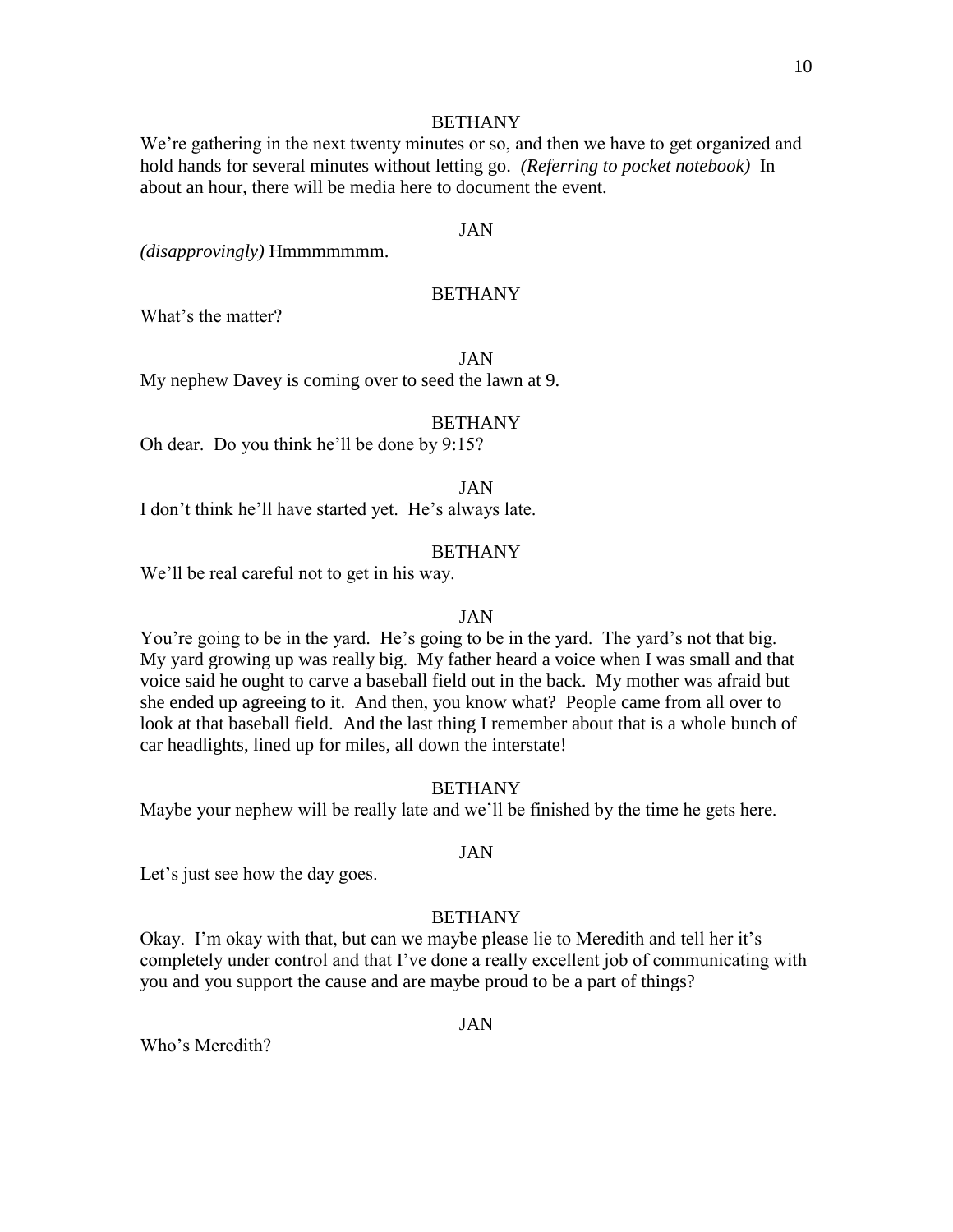BETHANY

We're gathering in the next twenty minutes or so, and then we have to get organized and hold hands for several minutes without letting go. *(Referring to pocket notebook)* In about an hour, there will be media here to document the event.

JAN

*(disapprovingly)* Hmmmmmmm.

BETHANY

What's the matter?

JAN

My nephew Davey is coming over to seed the lawn at 9.

BETHANY

Oh dear. Do you think he'll be done by 9:15?

JAN

I don't think he'll have started yet. He's always late.

BETHANY

We'll be real careful not to get in his way.

JAN

You're going to be in the yard. He's going to be in the yard. The yard's not that big. My yard growing up was really big. My father heard a voice when I was small and that voice said he ought to carve a baseball field out in the back. My mother was afraid but she ended up agreeing to it. And then, you know what? People came from all over to look at that baseball field. And the last thing I remember about that is a whole bunch of car headlights, lined up for miles, all down the interstate!

BETHANY

Maybe your nephew will be really late and we'll be finished by the time he gets here.

JAN

Let's just see how the day goes.

BETHANY

Okay. I'm okay with that, but can we maybe please lie to Meredith and tell her it's completely under control and that I've done a really excellent job of communicating with you and you support the cause and are maybe proud to be a part of things?

JAN

Who's Meredith?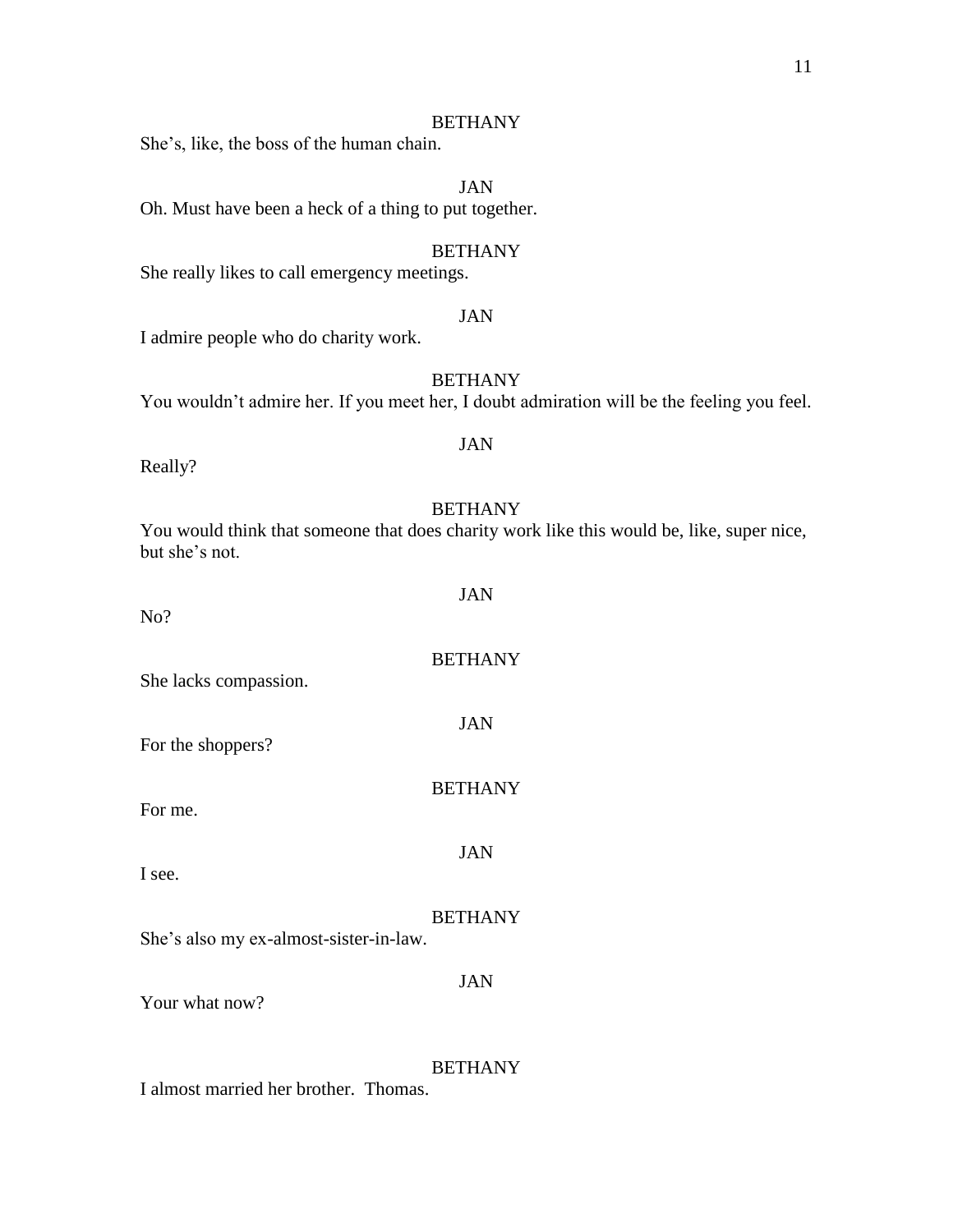BETHANY

She's, like, the boss of the human chain.

JAN

Oh. Must have been a heck of a thing to put together.

BETHANY

She really likes to call emergency meetings.

JAN

I admire people who do charity work.

BETHANY

You wouldn't admire her. If you meet her, I doubt admiration will be the feeling you feel.

JAN

Really?

BETHANY

You would think that someone that does charity work like this would be, like, super nice, but she's not.

JAN

No?

BETHANY

She lacks compassion.

JAN

For the shoppers?

BETHANY

For me.

JAN

I see.

BETHANY

She's also my ex-almost-sister-in-law.

JAN

Your what now?

BETHANY

I almost married her brother.  Thomas.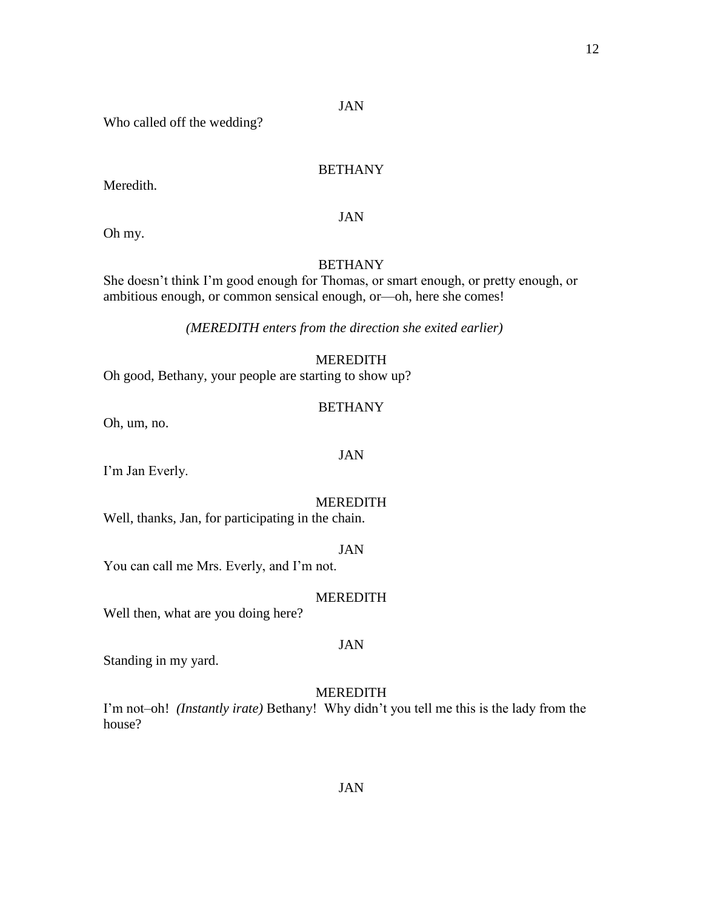JAN

Who called off the wedding?

BETHANY

Meredith.

JAN

Oh my.

BETHANY

She doesn't think I'm good enough for Thomas, or smart enough, or pretty enough, or ambitious enough, or common sensical enough, or—oh, here she comes!

*(MEREDITH enters from the direction she exited earlier)*

MEREDITH

Oh good, Bethany, your people are starting to show up?

BETHANY

Oh, um, no.

JAN

I'm Jan Everly.

MEREDITH

Well, thanks, Jan, for participating in the chain.

JAN

You can call me Mrs. Everly, and I'm not.

MEREDITH

Well then, what are you doing here?

JAN

Standing in my yard.

MEREDITH

I'm not–oh! *(Instantly irate)* Bethany! Why didn't you tell me this is the lady from the house?

JAN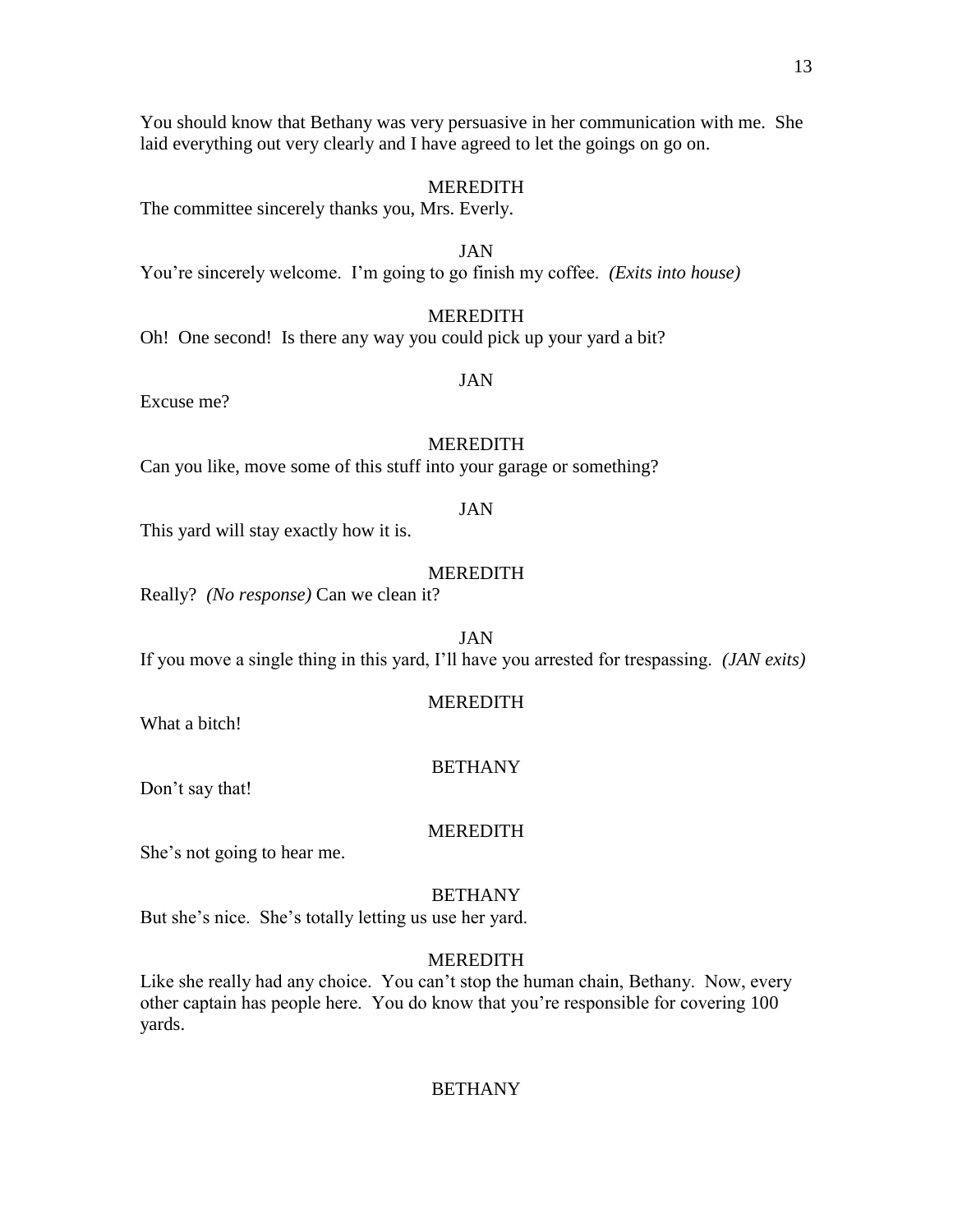You should know that Bethany was very persuasive in her communication with me. She laid everything out very clearly and I have agreed to let the goings on go on.

MEREDITH

The committee sincerely thanks you, Mrs. Everly.

JAN

You're sincerely welcome. I'm going to go finish my coffee. *(Exits into house)*

MEREDITH

Oh! One second! Is there any way you could pick up your yard a bit?

JAN

Excuse me?

MEREDITH

Can you like, move some of this stuff into your garage or something?

JAN

This yard will stay exactly how it is.

MEREDITH

Really? *(No response)* Can we clean it?

JAN

If you move a single thing in this yard, I'll have you arrested for trespassing. *(JAN exits)*

MEREDITH

What a bitch!

BETHANY

Don't say that!

MEREDITH

She's not going to hear me.

BETHANY

But she's nice. She's totally letting us use her yard.

MEREDITH

Like she really had any choice. You can't stop the human chain, Bethany. Now, every other captain has people here. You do know that you're responsible for covering 100 yards.

BETHANY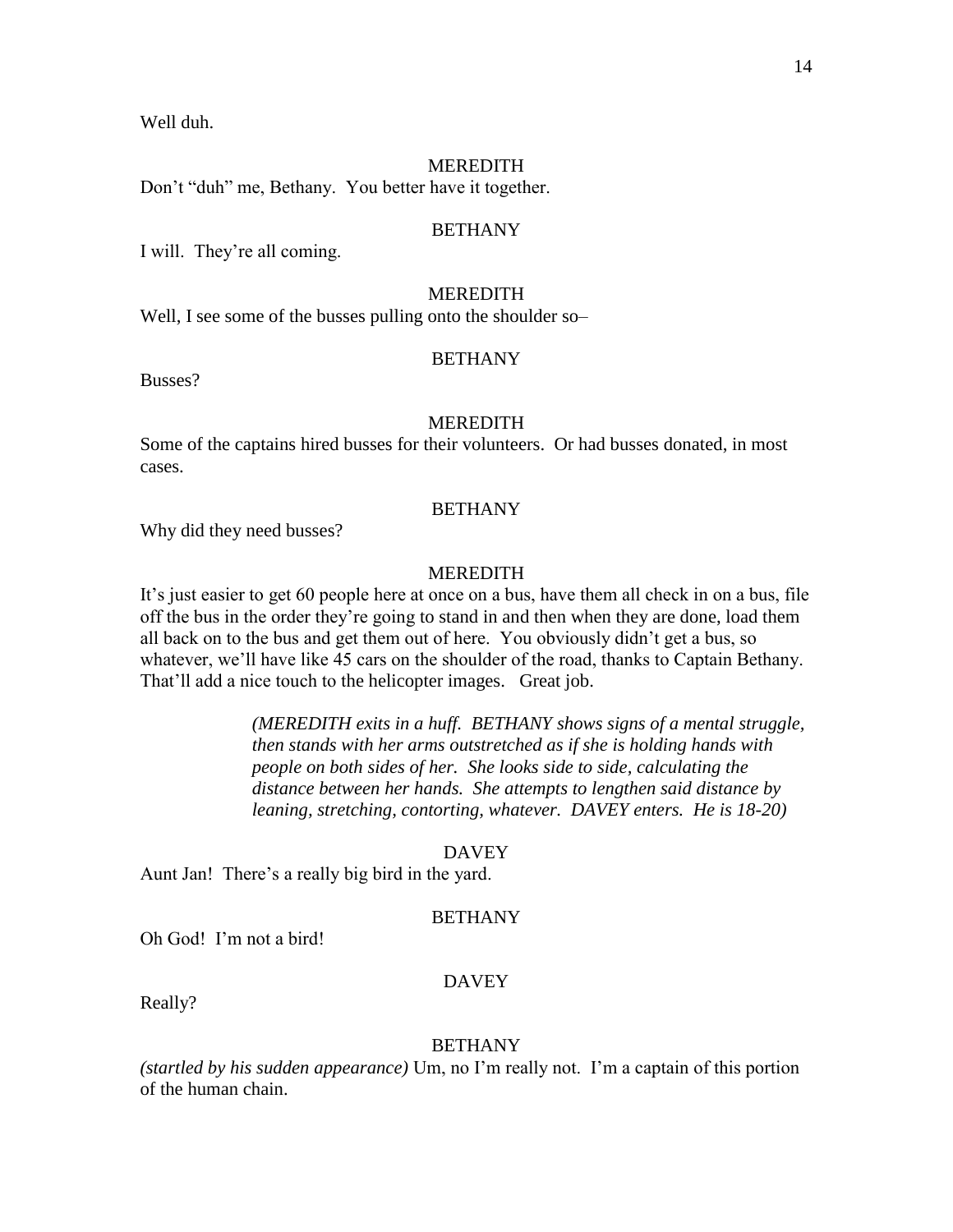Well duh.

MEREDITH

Don't "duh" me, Bethany. You better have it together.

BETHANY

I will. They're all coming.

MEREDITH

Well, I see some of the busses pulling onto the shoulder so–

BETHANY

Busses?

MEREDITH

Some of the captains hired busses for their volunteers. Or had busses donated, in most cases.

BETHANY

Why did they need busses?

MEREDITH

It's just easier to get 60 people here at once on a bus, have them all check in on a bus, file off the bus in the order they're going to stand in and then when they are done, load them all back on to the bus and get them out of here. You obviously didn't get a bus, so whatever, we'll have like 45 cars on the shoulder of the road, thanks to Captain Bethany. That'll add a nice touch to the helicopter images. Great job.

*(MEREDITH exits in a huff. BETHANY shows signs of a mental struggle, then stands with her arms outstretched as if she is holding hands with people on both sides of her. She looks side to side, calculating the distance between her hands. She attempts to lengthen said distance by leaning, stretching, contorting, whatever. DAVEY enters. He is 18-20)*

DAVEY

Aunt Jan! There's a really big bird in the yard.

BETHANY

Oh God! I'm not a bird!

DAVEY

Really?

BETHANY

*(startled by his sudden appearance)* Um, no I'm really not. I'm a captain of this portion of the human chain.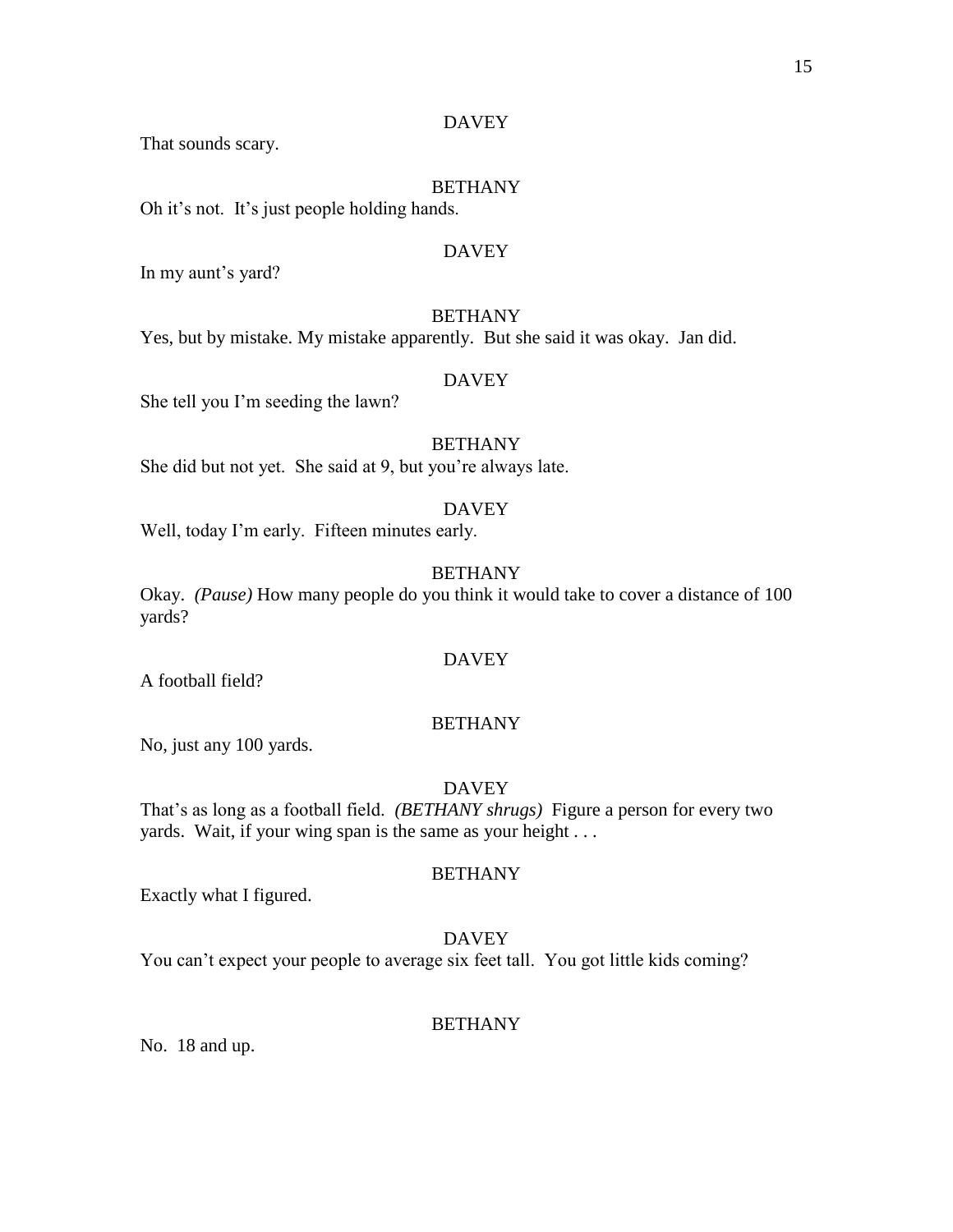DAVEY

That sounds scary.

BETHANY

Oh it's not. It's just people holding hands.

DAVEY

In my aunt's yard?

BETHANY

Yes, but by mistake. My mistake apparently. But she said it was okay. Jan did.

DAVEY

She tell you I'm seeding the lawn?

BETHANY

She did but not yet. She said at 9, but you're always late.

DAVEY

Well, today I'm early. Fifteen minutes early.

BETHANY

Okay. *(Pause)* How many people do you think it would take to cover a distance of 100 yards?

DAVEY

A football field?

BETHANY

No, just any 100 yards.

DAVEY

That's as long as a football field. *(BETHANY shrugs)* Figure a person for every two yards. Wait, if your wing span is the same as your height . . .

BETHANY

Exactly what I figured.

DAVEY

You can't expect your people to average six feet tall. You got little kids coming?

BETHANY

No. 18 and up.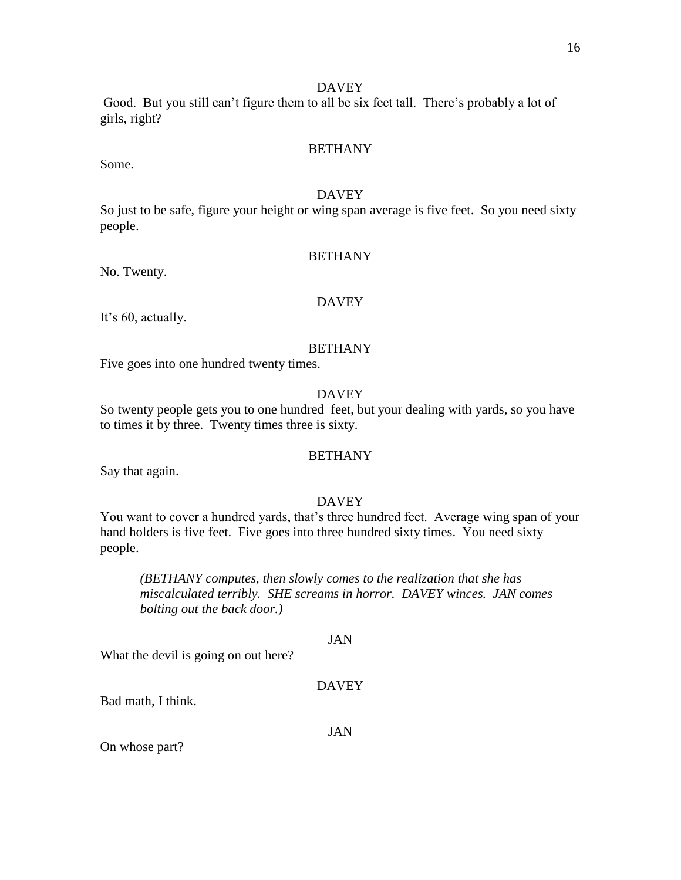DAVEY

Good. But you still can't figure them to all be six feet tall. There's probably a lot of girls, right?

BETHANY

Some.

DAVEY

So just to be safe, figure your height or wing span average is five feet. So you need sixty people.

BETHANY

No. Twenty.

DAVEY

It's 60, actually.

BETHANY

Five goes into one hundred twenty times.

DAVEY

So twenty people gets you to one hundred feet, but your dealing with yards, so you have to times it by three. Twenty times three is sixty.

BETHANY

Say that again.

DAVEY

You want to cover a hundred yards, that's three hundred feet. Average wing span of your hand holders is five feet. Five goes into three hundred sixty times. You need sixty people.

*(BETHANY computes, then slowly comes to the realization that she has miscalculated terribly. SHE screams in horror. DAVEY winces. JAN comes bolting out the back door.)*

JAN

What the devil is going on out here?

DAVEY

Bad math, I think.

JAN

On whose part?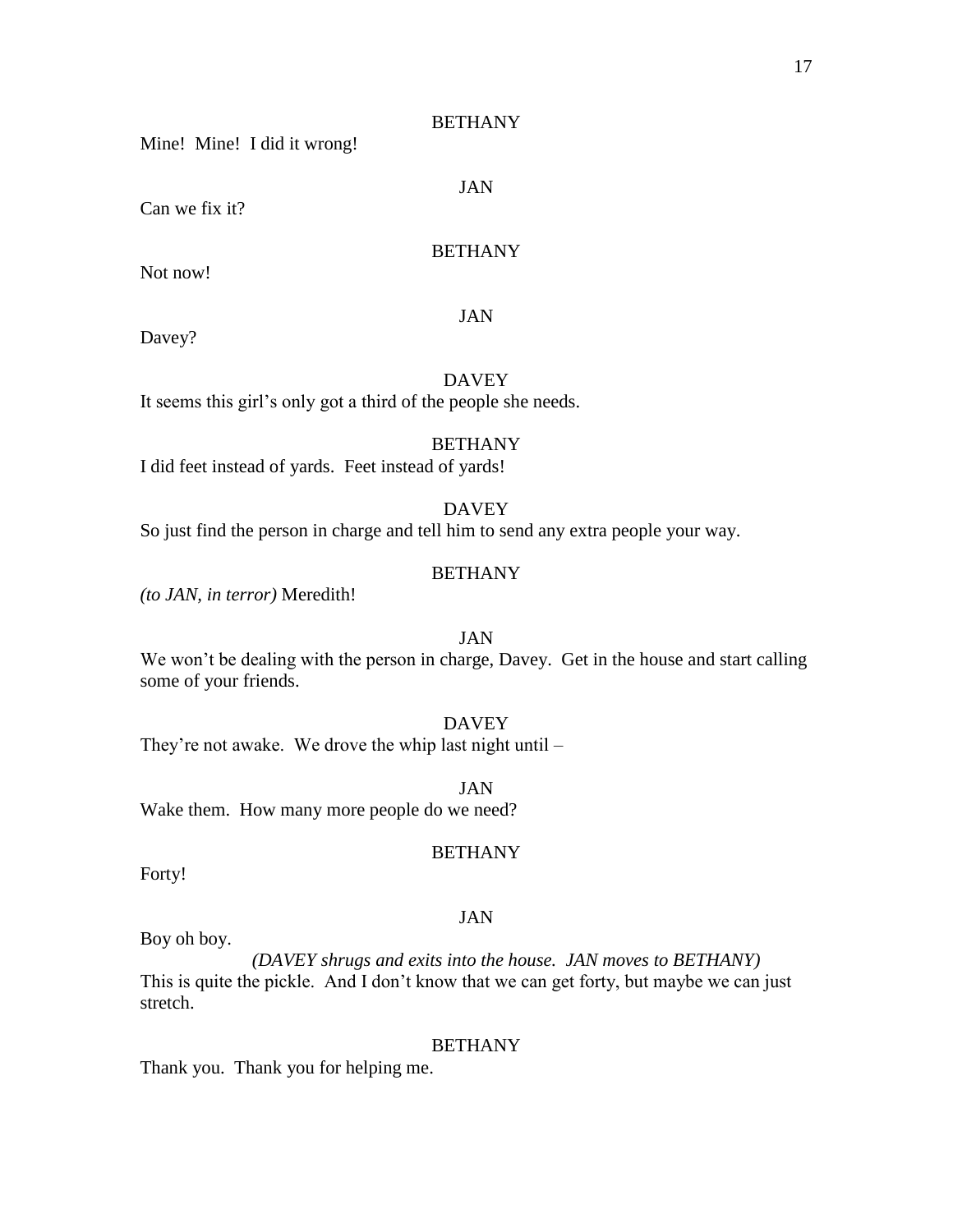BETHANY

Mine! Mine! I did it wrong!

JAN

Can we fix it?

BETHANY

Not now!

JAN

Davey?

DAVEY

It seems this girl's only got a third of the people she needs.

BETHANY

I did feet instead of yards. Feet instead of yards!

DAVEY

So just find the person in charge and tell him to send any extra people your way.

BETHANY

*(to JAN, in terror)* Meredith!

JAN

We won't be dealing with the person in charge, Davey. Get in the house and start calling some of your friends.

DAVEY

They're not awake. We drove the whip last night until –

JAN

Wake them. How many more people do we need?

BETHANY

Forty!

JAN

Boy oh boy.

*(DAVEY shrugs and exits into the house. JAN moves to BETHANY)*

This is quite the pickle. And I don't know that we can get forty, but maybe we can just stretch.

BETHANY

Thank you. Thank you for helping me.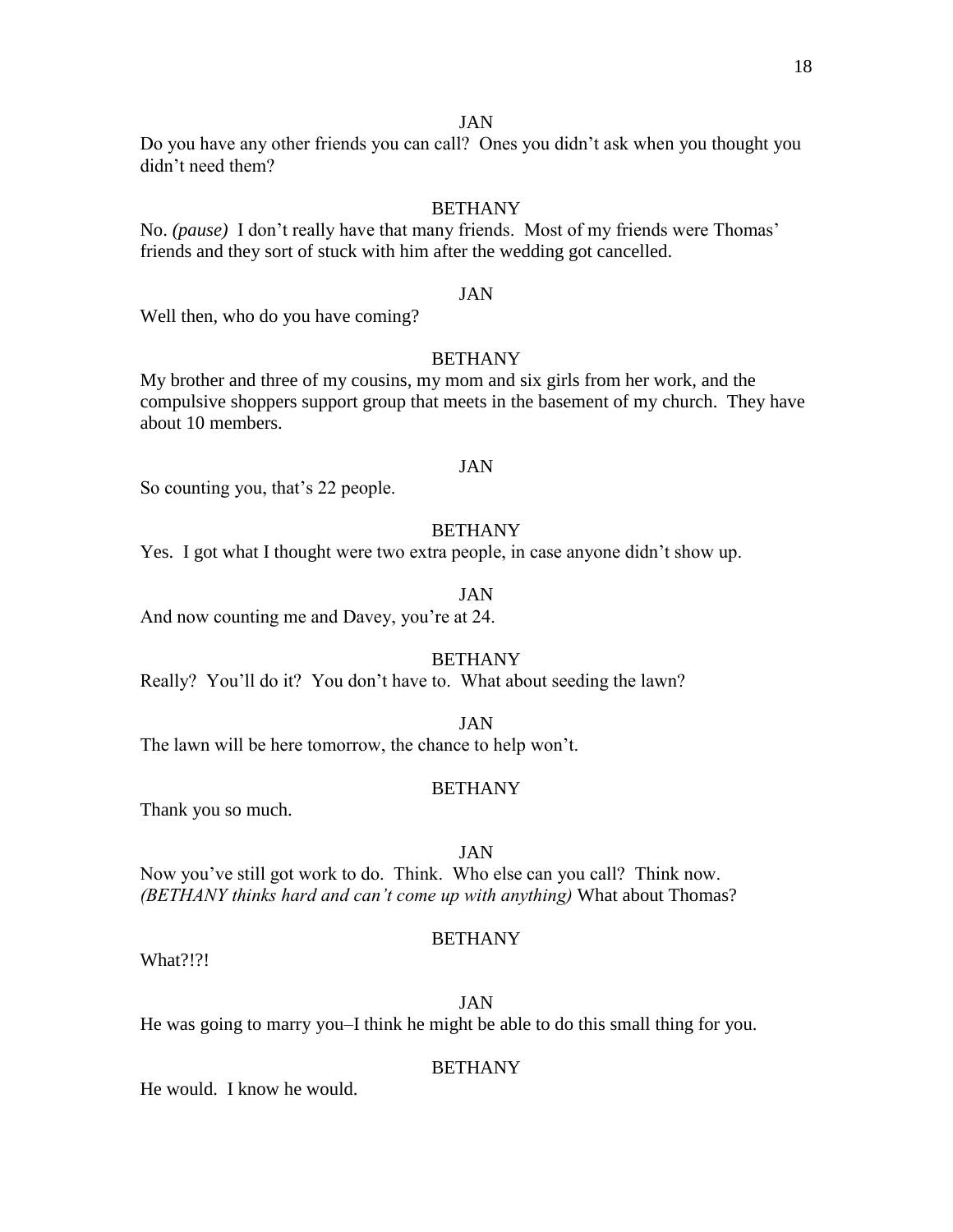JAN

Do you have any other friends you can call? Ones you didn't ask when you thought you didn't need them?

BETHANY

No. *(pause)* I don't really have that many friends. Most of my friends were Thomas' friends and they sort of stuck with him after the wedding got cancelled.

JAN

Well then, who do you have coming?

BETHANY

My brother and three of my cousins, my mom and six girls from her work, and the compulsive shoppers support group that meets in the basement of my church. They have about 10 members.

JAN

So counting you, that's 22 people.

BETHANY

Yes. I got what I thought were two extra people, in case anyone didn't show up.

JAN

And now counting me and Davey, you're at 24.

BETHANY

Really? You'll do it? You don't have to. What about seeding the lawn?

JAN

The lawn will be here tomorrow, the chance to help won't.

BETHANY

Thank you so much.

JAN

Now you've still got work to do. Think. Who else can you call? Think now. *(BETHANY thinks hard and can't come up with anything)* What about Thomas?

BETHANY

What?!?!

JAN

He was going to marry you–I think he might be able to do this small thing for you.

BETHANY

He would. I know he would.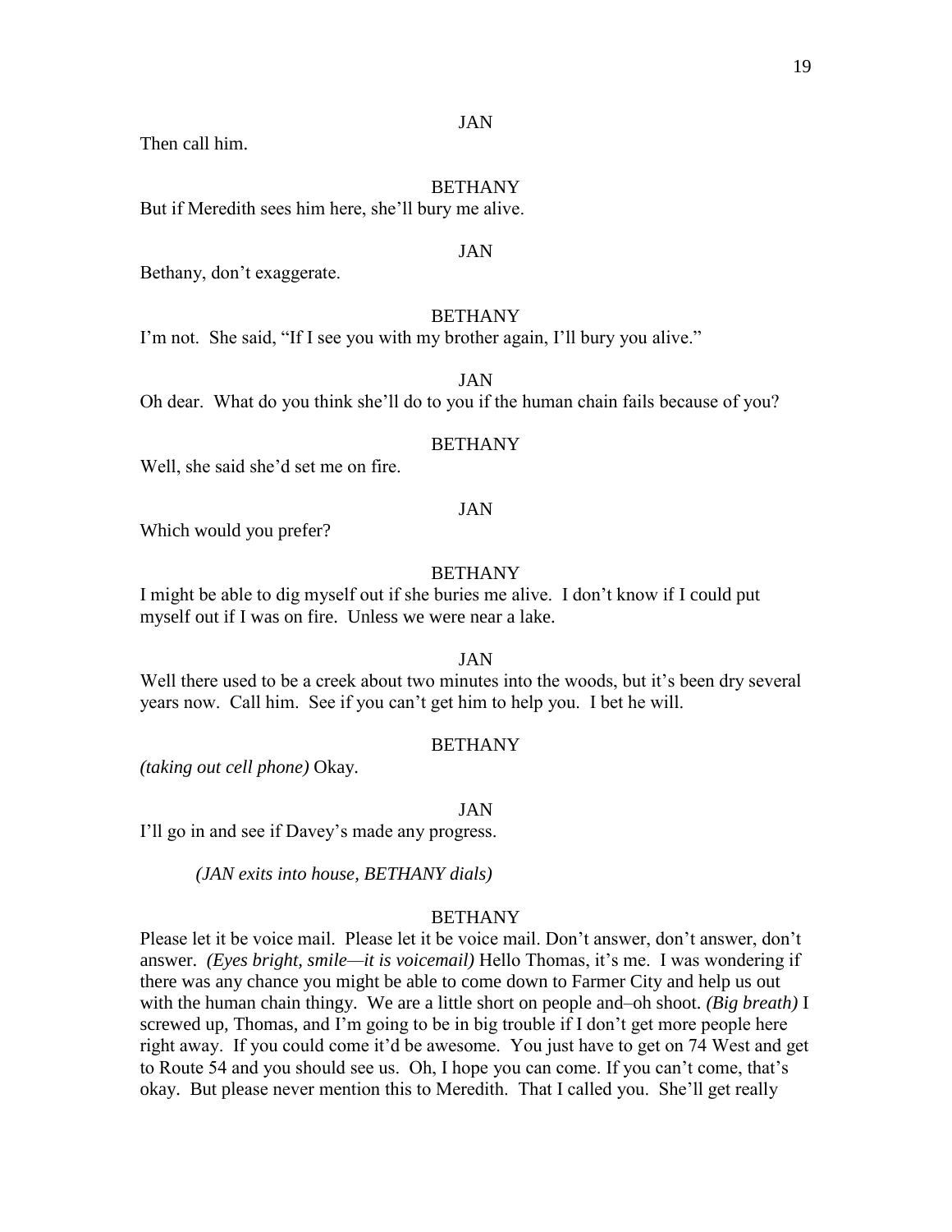JAN

Then call him.

BETHANY

But if Meredith sees him here, she'll bury me alive.

JAN

Bethany, don't exaggerate.

BETHANY

I'm not. She said, "If I see you with my brother again, I'll bury you alive."

JAN

Oh dear. What do you think she'll do to you if the human chain fails because of you?

BETHANY

Well, she said she'd set me on fire.

JAN

Which would you prefer?

BETHANY

I might be able to dig myself out if she buries me alive. I don't know if I could put myself out if I was on fire. Unless we were near a lake.

JAN

Well there used to be a creek about two minutes into the woods, but it's been dry several years now. Call him. See if you can't get him to help you. I bet he will.

BETHANY

*(taking out cell phone)* Okay.

JAN

I'll go in and see if Davey's made any progress.

*(JAN exits into house, BETHANY dials)*

BETHANY

Please let it be voice mail. Please let it be voice mail. Don't answer, don't answer, don't answer. *(Eyes bright, smile—it is voicemail)* Hello Thomas, it's me. I was wondering if there was any chance you might be able to come down to Farmer City and help us out with the human chain thingy. We are a little short on people and–oh shoot. *(Big breath)* I screwed up, Thomas, and I'm going to be in big trouble if I don't get more people here right away. If you could come it'd be awesome. You just have to get on 74 West and get to Route 54 and you should see us. Oh, I hope you can come. If you can't come, that's okay. But please never mention this to Meredith. That I called you. She'll get really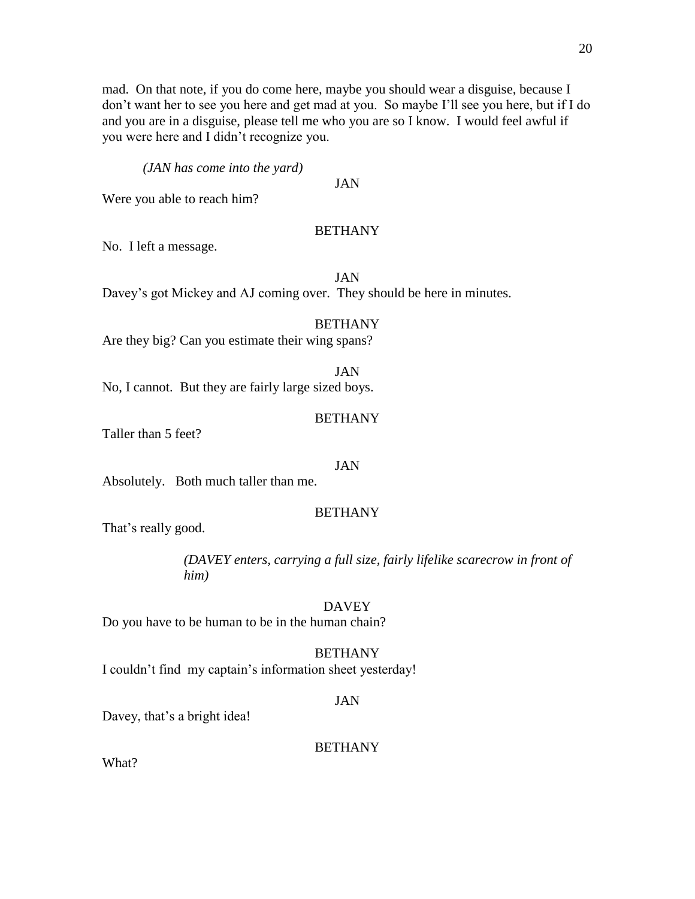mad. On that note, if you do come here, maybe you should wear a disguise, because I don't want her to see you here and get mad at you. So maybe I'll see you here, but if I do and you are in a disguise, please tell me who you are so I know. I would feel awful if you were here and I didn't recognize you.

*(JAN has come into the yard)*

JAN

Were you able to reach him?

BETHANY

No. I left a message.

JAN

Davey's got Mickey and AJ coming over. They should be here in minutes.

BETHANY

Are they big? Can you estimate their wing spans?

JAN

No, I cannot. But they are fairly large sized boys.

BETHANY

Taller than 5 feet?

JAN

Absolutely. Both much taller than me.

BETHANY

That's really good.

*(DAVEY enters, carrying a full size, fairly lifelike scarecrow in front of him)*

DAVEY

Do you have to be human to be in the human chain?

BETHANY

I couldn't find my captain's information sheet yesterday!

JAN

Davey, that's a bright idea!

BETHANY

What?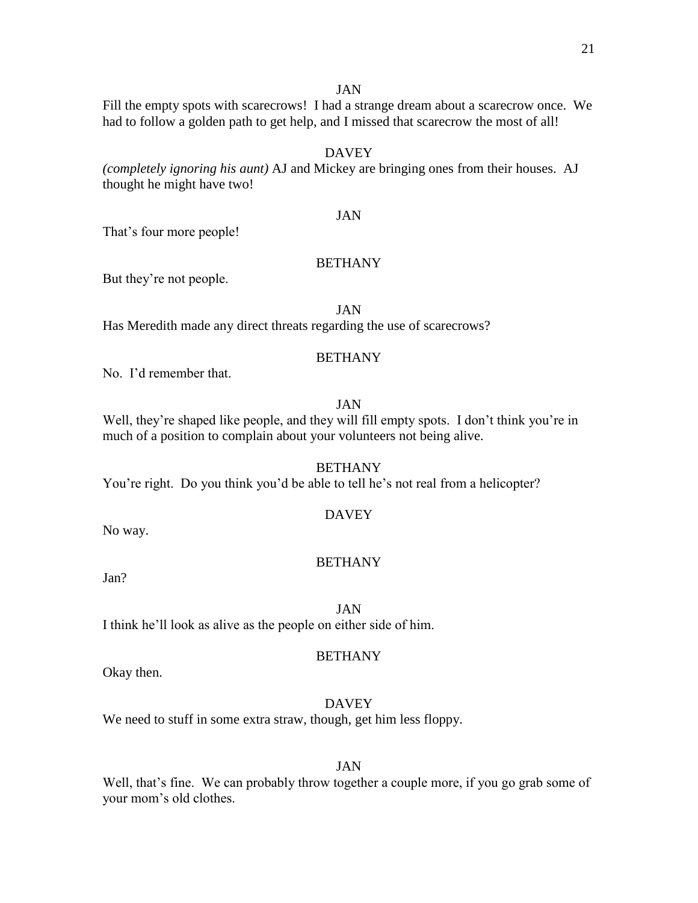JAN

Fill the empty spots with scarecrows! I had a strange dream about a scarecrow once. We had to follow a golden path to get help, and I missed that scarecrow the most of all!

DAVEY

*(completely ignoring his aunt)* AJ and Mickey are bringing ones from their houses. AJ thought he might have two!

JAN

That's four more people!

BETHANY

But they're not people.

JAN

Has Meredith made any direct threats regarding the use of scarecrows?

BETHANY

No. I'd remember that.

JAN

Well, they're shaped like people, and they will fill empty spots. I don't think you're in much of a position to complain about your volunteers not being alive.

BETHANY

You're right. Do you think you'd be able to tell he's not real from a helicopter?

DAVEY

No way.

BETHANY

Jan?

JAN

I think he'll look as alive as the people on either side of him.

BETHANY

Okay then.

DAVEY

We need to stuff in some extra straw, though, get him less floppy.

JAN

Well, that's fine. We can probably throw together a couple more, if you go grab some of your mom's old clothes.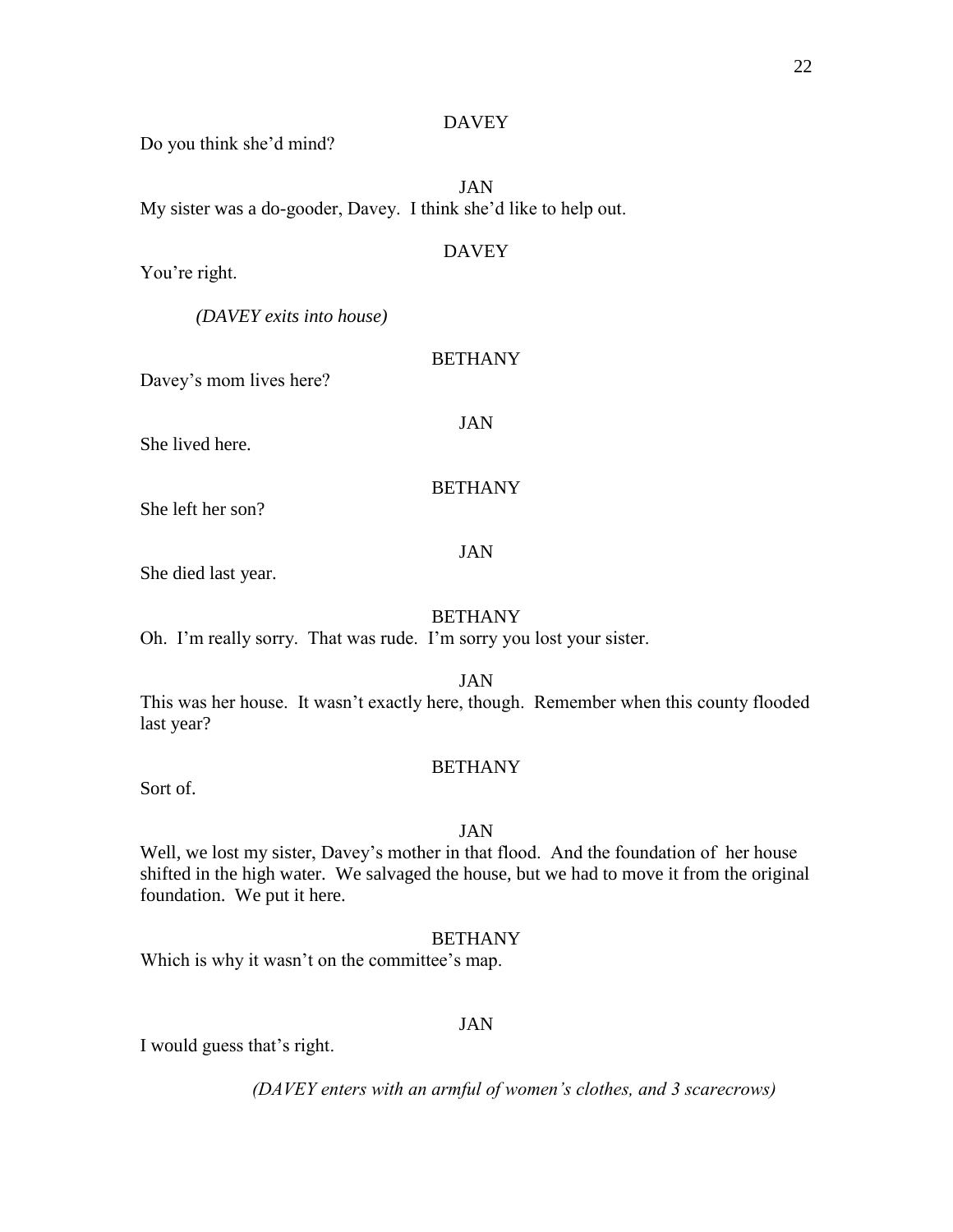DAVEY

Do you think she'd mind?

JAN

My sister was a do-gooder, Davey. I think she'd like to help out.

DAVEY

You're right.

*(DAVEY exits into house)*

BETHANY

Davey's mom lives here?

JAN

She lived here.

BETHANY

She left her son?

JAN

She died last year.

BETHANY

Oh. I'm really sorry. That was rude. I'm sorry you lost your sister.

JAN

This was her house. It wasn't exactly here, though. Remember when this county flooded last year?

BETHANY

Sort of.

JAN

Well, we lost my sister, Davey's mother in that flood. And the foundation of her house shifted in the high water. We salvaged the house, but we had to move it from the original foundation. We put it here.

BETHANY

Which is why it wasn't on the committee's map.

JAN

I would guess that's right.

*(DAVEY enters with an armful of women's clothes, and 3 scarecrows)*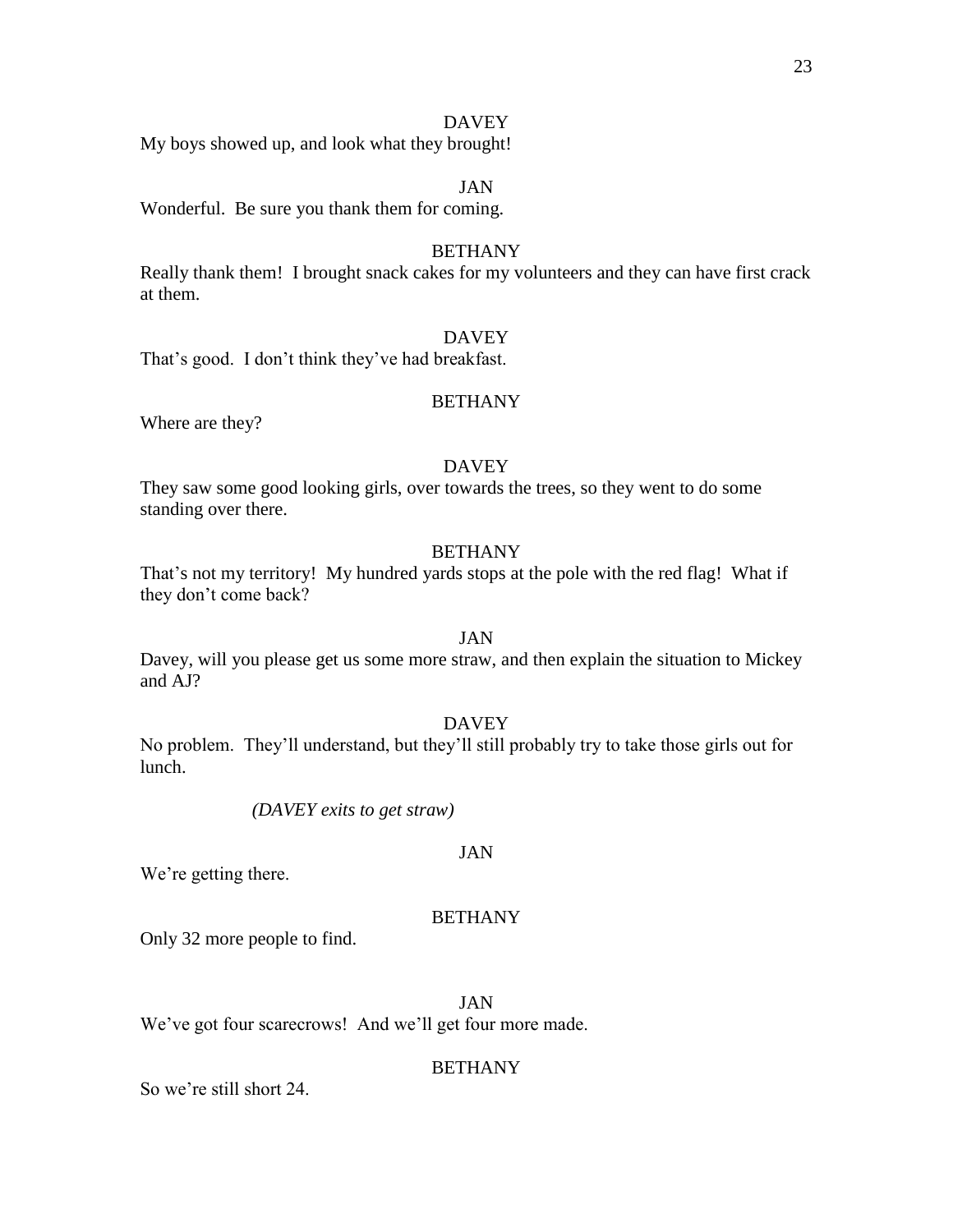DAVEY

My boys showed up, and look what they brought!

JAN

Wonderful. Be sure you thank them for coming.

BETHANY

Really thank them! I brought snack cakes for my volunteers and they can have first crack at them.

DAVEY

That's good. I don't think they've had breakfast.

BETHANY

Where are they?

DAVEY

They saw some good looking girls, over towards the trees, so they went to do some standing over there.

BETHANY

That's not my territory! My hundred yards stops at the pole with the red flag! What if they don't come back?

JAN

Davey, will you please get us some more straw, and then explain the situation to Mickey and AJ?

DAVEY

No problem. They'll understand, but they'll still probably try to take those girls out for lunch.

*(DAVEY exits to get straw)*

JAN

We're getting there.

BETHANY

Only 32 more people to find.

JAN

We've got four scarecrows! And we'll get four more made.

BETHANY

So we're still short 24.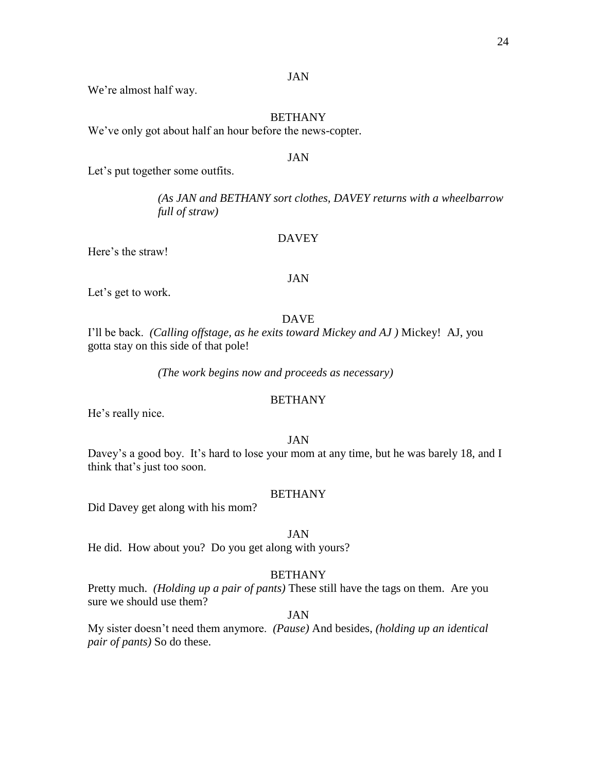JAN

We're almost half way.

BETHANY

We've only got about half an hour before the news-copter.

JAN

Let's put together some outfits.

*(As JAN and BETHANY sort clothes, DAVEY returns with a wheelbarrow full of straw)*

DAVEY

Here's the straw!

JAN

Let's get to work.

DAVE

I'll be back. *(Calling offstage, as he exits toward Mickey and AJ )* Mickey! AJ, you gotta stay on this side of that pole!

*(The work begins now and proceeds as necessary)*

BETHANY

He's really nice.

JAN

Davey's a good boy. It's hard to lose your mom at any time, but he was barely 18, and I think that's just too soon.

BETHANY

Did Davey get along with his mom?

JAN

He did. How about you? Do you get along with yours?

BETHANY

Pretty much. *(Holding up a pair of pants)* These still have the tags on them. Are you sure we should use them?

JAN

My sister doesn't need them anymore. *(Pause)* And besides, *(holding up an identical pair of pants)* So do these.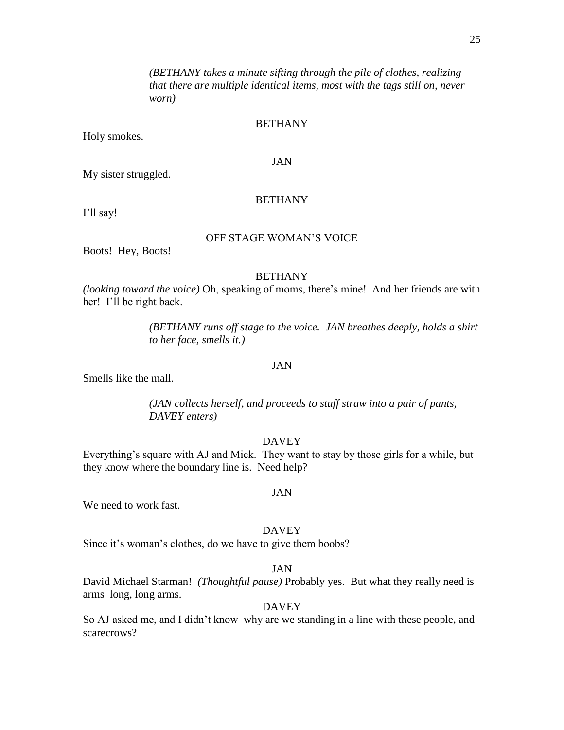*(BETHANY takes a minute sifting through the pile of clothes, realizing that there are multiple identical items, most with the tags still on, never worn)*

BETHANY

Holy smokes.

JAN

My sister struggled.

BETHANY

I'll say!

OFF STAGE WOMAN'S VOICE

Boots! Hey, Boots!

BETHANY

*(looking toward the voice)* Oh, speaking of moms, there's mine! And her friends are with her! I'll be right back.

*(BETHANY runs off stage to the voice. JAN breathes deeply, holds a shirt to her face, smells it.)*

JAN

Smells like the mall.

*(JAN collects herself, and proceeds to stuff straw into a pair of pants, DAVEY enters)*

DAVEY

Everything's square with AJ and Mick. They want to stay by those girls for a while, but they know where the boundary line is. Need help?

JAN

We need to work fast.

DAVEY

Since it's woman's clothes, do we have to give them boobs?

JAN

David Michael Starman! *(Thoughtful pause)* Probably yes. But what they really need is arms–long, long arms.

DAVEY

So AJ asked me, and I didn't know–why are we standing in a line with these people, and scarecrows?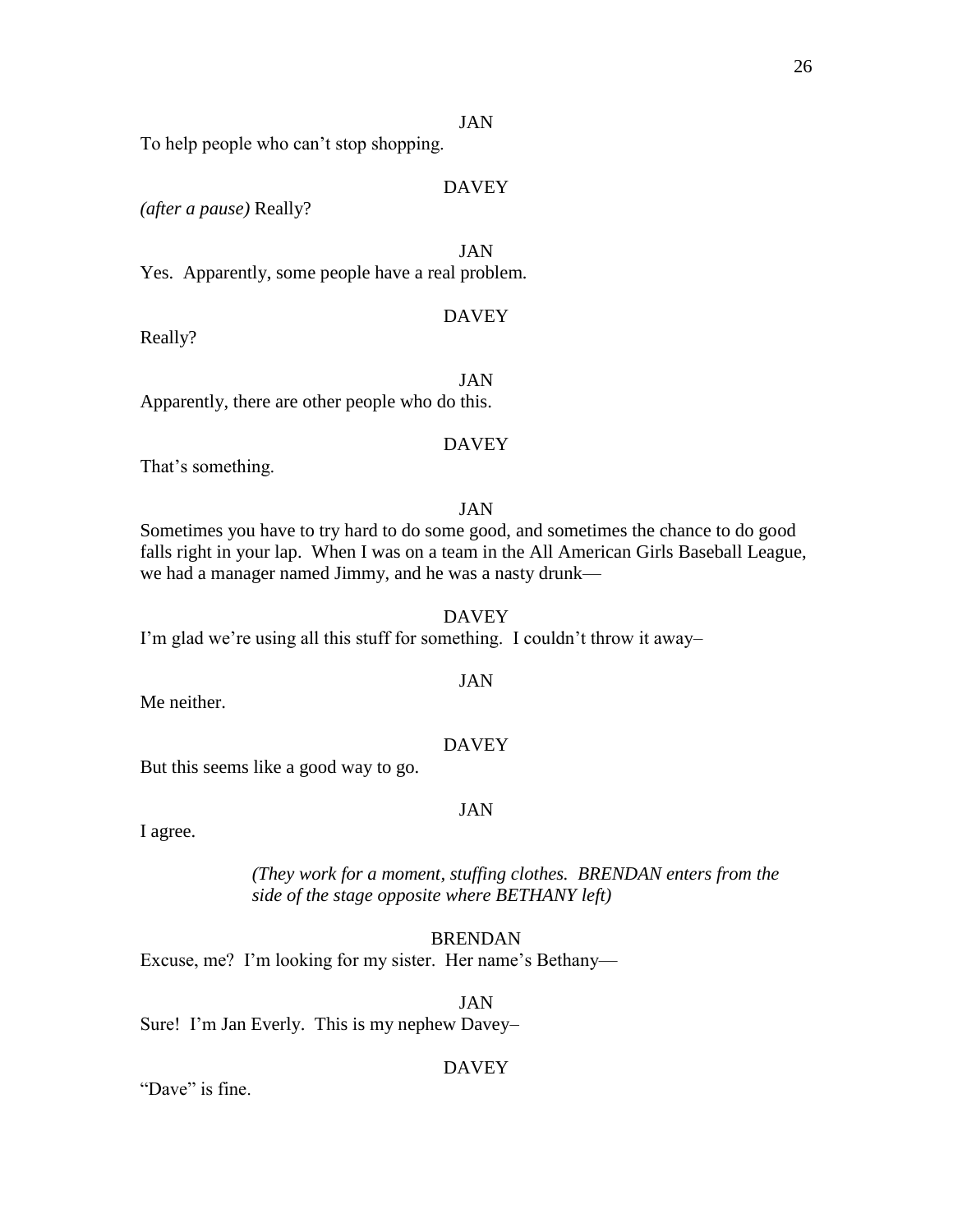JAN

To help people who can't stop shopping.

DAVEY

*(after a pause)* Really?

JAN

Yes. Apparently, some people have a real problem.

DAVEY

Really?

JAN

Apparently, there are other people who do this.

DAVEY

That's something.

JAN

Sometimes you have to try hard to do some good, and sometimes the chance to do good falls right in your lap. When I was on a team in the All American Girls Baseball League, we had a manager named Jimmy, and he was a nasty drunk—

DAVEY

I'm glad we're using all this stuff for something. I couldn't throw it away–

JAN

Me neither.

DAVEY

But this seems like a good way to go.

JAN

I agree.

*(They work for a moment, stuffing clothes. BRENDAN enters from the side of the stage opposite where BETHANY left)*

BRENDAN

Excuse, me? I'm looking for my sister. Her name's Bethany—

JAN

Sure! I'm Jan Everly. This is my nephew Davey–

DAVEY

"Dave" is fine.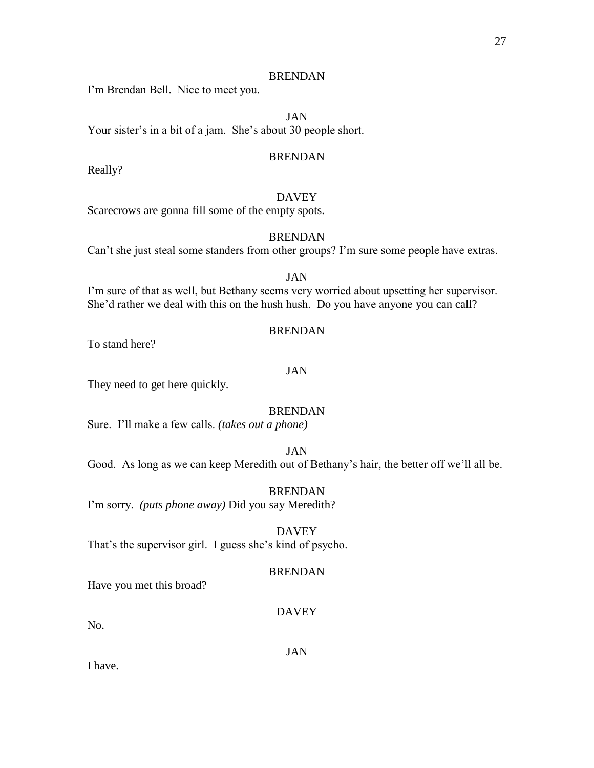BRENDAN

I'm Brendan Bell.  Nice to meet you.

JAN

Your sister's in a bit of a jam.  She's about 30 people short.

BRENDAN

Really?

DAVEY

Scarecrows are gonna fill some of the empty spots.

BRENDAN

Can't she just steal some standers from other groups? I'm sure some people have extras.

JAN

I'm sure of that as well, but Bethany seems very worried about upsetting her supervisor. She'd rather we deal with this on the hush hush.  Do you have anyone you can call?

BRENDAN

To stand here?

JAN

They need to get here quickly.

BRENDAN

Sure.  I'll make a few calls. *(takes out a phone)*

JAN

Good.  As long as we can keep Meredith out of Bethany's hair, the better off we'll all be.

BRENDAN

I'm sorry.  *(puts phone away)* Did you say Meredith?

DAVEY

That's the supervisor girl.  I guess she's kind of psycho.

BRENDAN

Have you met this broad?

DAVEY

No.

JAN

I have.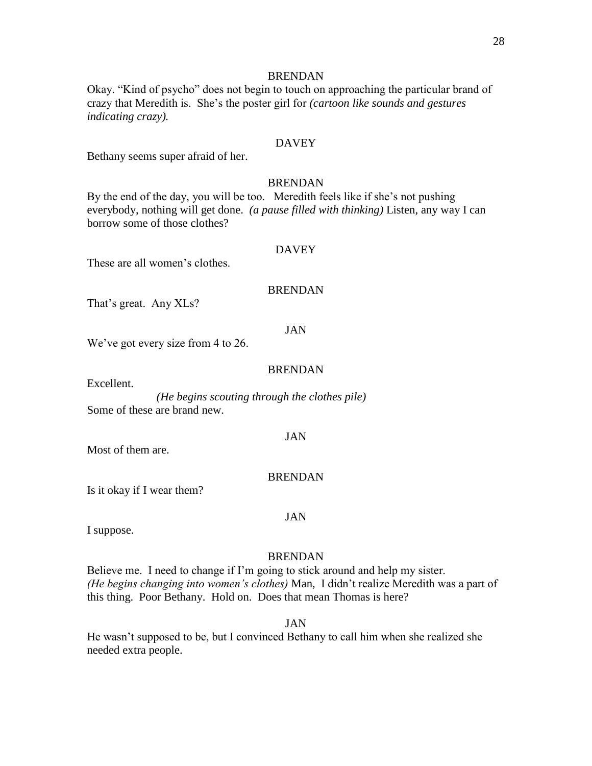BRENDAN

Okay. "Kind of psycho" does not begin to touch on approaching the particular brand of crazy that Meredith is. She's the poster girl for *(cartoon like sounds and gestures indicating crazy).*

DAVEY

Bethany seems super afraid of her.

BRENDAN

By the end of the day, you will be too. Meredith feels like if she's not pushing everybody, nothing will get done. *(a pause filled with thinking)* Listen, any way I can borrow some of those clothes?

DAVEY

These are all women's clothes.

BRENDAN

That's great. Any XLs?

JAN

We've got every size from 4 to 26.

BRENDAN

Excellent.

*(He begins scouting through the clothes pile)*

Some of these are brand new.

JAN

Most of them are.

BRENDAN

Is it okay if I wear them?

JAN

I suppose.

BRENDAN

Believe me. I need to change if I'm going to stick around and help my sister. *(He begins changing into women's clothes)* Man, I didn't realize Meredith was a part of this thing. Poor Bethany. Hold on. Does that mean Thomas is here?

JAN

He wasn't supposed to be, but I convinced Bethany to call him when she realized she needed extra people.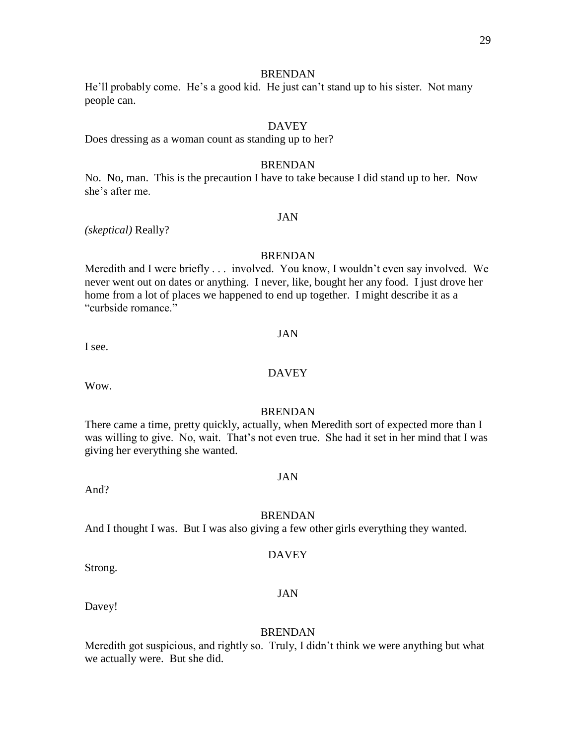BRENDAN

He'll probably come. He's a good kid. He just can't stand up to his sister. Not many people can.

DAVEY

Does dressing as a woman count as standing up to her?

BRENDAN

No. No, man. This is the precaution I have to take because I did stand up to her. Now she's after me.

JAN

*(skeptical)* Really?

BRENDAN

Meredith and I were briefly . . . involved. You know, I wouldn't even say involved. We never went out on dates or anything. I never, like, bought her any food. I just drove her home from a lot of places we happened to end up together. I might describe it as a "curbside romance."

JAN

I see.

DAVEY

Wow.

BRENDAN

There came a time, pretty quickly, actually, when Meredith sort of expected more than I was willing to give. No, wait. That's not even true. She had it set in her mind that I was giving her everything she wanted.

JAN

And?

BRENDAN

And I thought I was. But I was also giving a few other girls everything they wanted.

DAVEY

Strong.

JAN

Davey!

BRENDAN

Meredith got suspicious, and rightly so. Truly, I didn't think we were anything but what we actually were. But she did.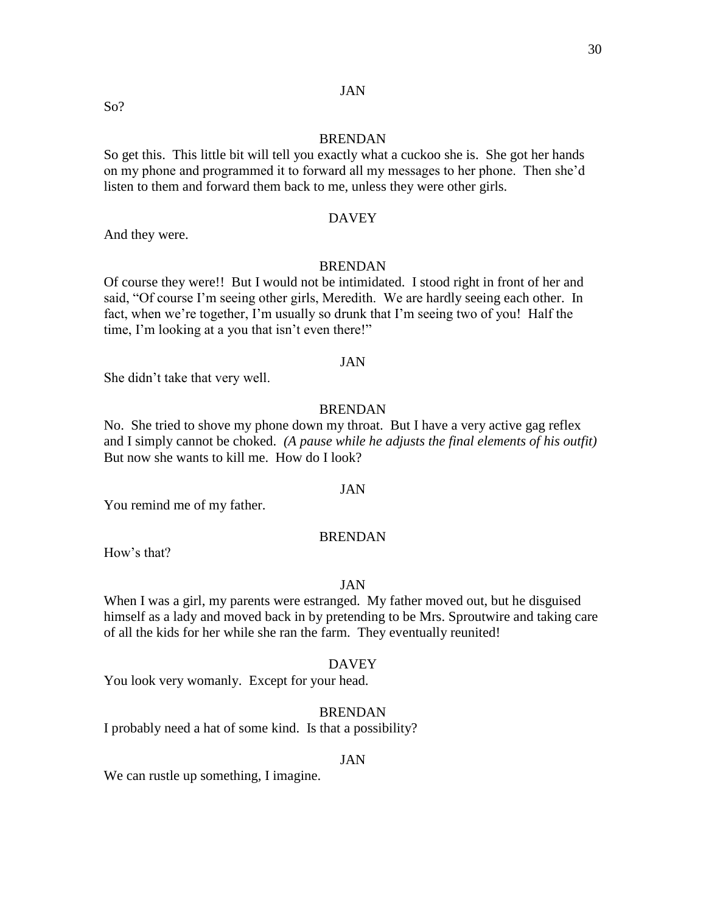JAN

So?

BRENDAN

So get this. This little bit will tell you exactly what a cuckoo she is. She got her hands on my phone and programmed it to forward all my messages to her phone. Then she'd listen to them and forward them back to me, unless they were other girls.

DAVEY

And they were.

BRENDAN

Of course they were!! But I would not be intimidated. I stood right in front of her and said, "Of course I'm seeing other girls, Meredith. We are hardly seeing each other. In fact, when we're together, I'm usually so drunk that I'm seeing two of you! Half the time, I'm looking at a you that isn't even there!"

JAN

She didn't take that very well.

BRENDAN

No. She tried to shove my phone down my throat. But I have a very active gag reflex and I simply cannot be choked. *(A pause while he adjusts the final elements of his outfit)* But now she wants to kill me. How do I look?

JAN

You remind me of my father.

BRENDAN

How's that?

JAN

When I was a girl, my parents were estranged. My father moved out, but he disguised himself as a lady and moved back in by pretending to be Mrs. Sproutwire and taking care of all the kids for her while she ran the farm. They eventually reunited!

DAVEY

You look very womanly. Except for your head.

BRENDAN

I probably need a hat of some kind. Is that a possibility?

JAN

We can rustle up something, I imagine.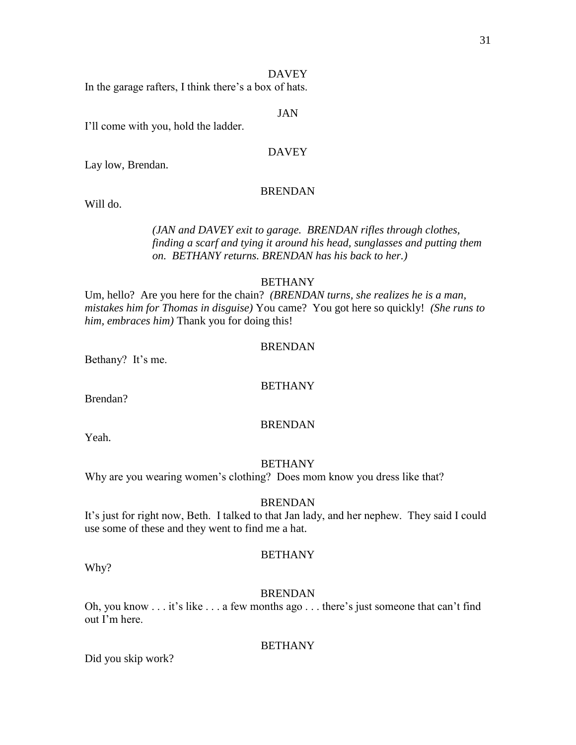DAVEY

In the garage rafters, I think there's a box of hats.

JAN

I'll come with you, hold the ladder.

DAVEY

Lay low, Brendan.

BRENDAN

Will do.

*(JAN and DAVEY exit to garage. BRENDAN rifles through clothes, finding a scarf and tying it around his head, sunglasses and putting them on. BETHANY returns. BRENDAN has his back to her.)*

BETHANY

Um, hello? Are you here for the chain? *(BRENDAN turns, she realizes he is a man, mistakes him for Thomas in disguise)* You came? You got here so quickly! *(She runs to him, embraces him)* Thank you for doing this!

BRENDAN

Bethany? It's me.

BETHANY

Brendan?

BRENDAN

Yeah.

BETHANY

Why are you wearing women's clothing? Does mom know you dress like that?

BRENDAN

It's just for right now, Beth. I talked to that Jan lady, and her nephew. They said I could use some of these and they went to find me a hat.

BETHANY

Why?

BRENDAN

Oh, you know . . . it's like . . . a few months ago . . . there's just someone that can't find out I'm here.

BETHANY

Did you skip work?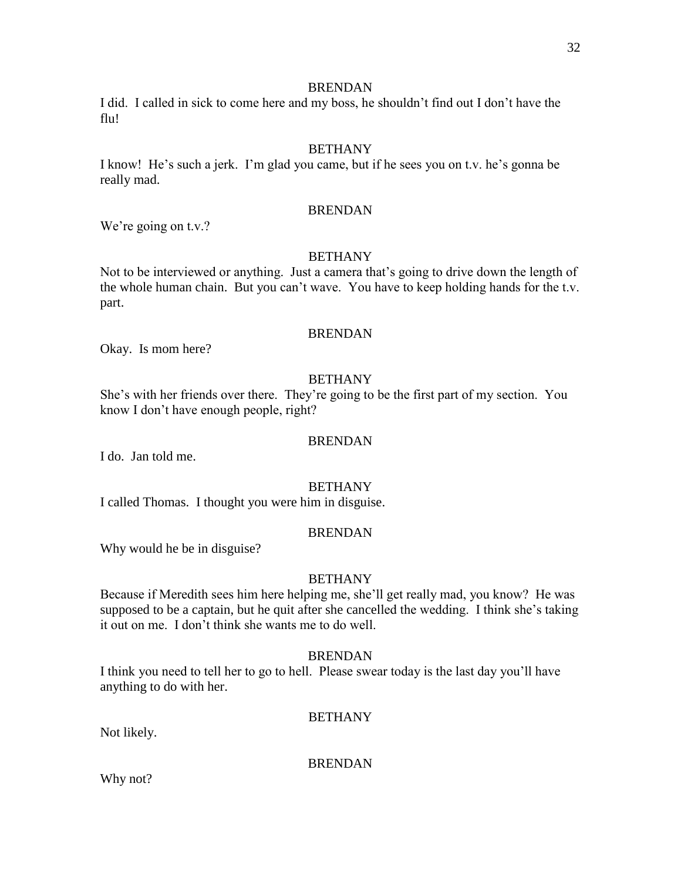BRENDAN

I did. I called in sick to come here and my boss, he shouldn't find out I don't have the flu!

BETHANY

I know! He's such a jerk. I'm glad you came, but if he sees you on t.v. he's gonna be really mad.

BRENDAN

We're going on t.v.?

BETHANY

Not to be interviewed or anything. Just a camera that's going to drive down the length of the whole human chain. But you can't wave. You have to keep holding hands for the t.v. part.

BRENDAN

Okay. Is mom here?

BETHANY

She's with her friends over there. They're going to be the first part of my section. You know I don't have enough people, right?

BRENDAN

I do. Jan told me.

BETHANY

I called Thomas. I thought you were him in disguise.

BRENDAN

Why would he be in disguise?

BETHANY

Because if Meredith sees him here helping me, she'll get really mad, you know? He was supposed to be a captain, but he quit after she cancelled the wedding. I think she's taking it out on me. I don't think she wants me to do well.

BRENDAN

I think you need to tell her to go to hell. Please swear today is the last day you'll have anything to do with her.

BETHANY

Not likely.

BRENDAN

Why not?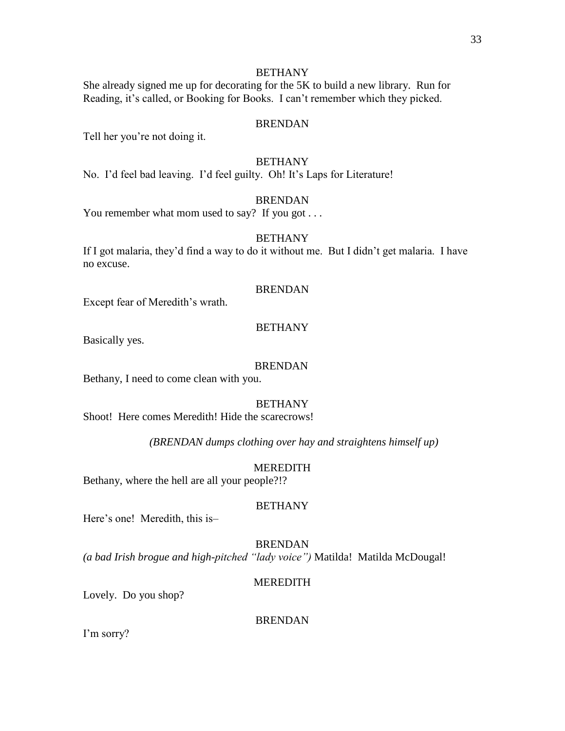BETHANY

She already signed me up for decorating for the 5K to build a new library. Run for Reading, it's called, or Booking for Books. I can't remember which they picked.

BRENDAN

Tell her you're not doing it.

BETHANY

No. I'd feel bad leaving. I'd feel guilty. Oh! It's Laps for Literature!

BRENDAN

You remember what mom used to say? If you got . . .

BETHANY

If I got malaria, they'd find a way to do it without me. But I didn't get malaria. I have no excuse.

BRENDAN

Except fear of Meredith's wrath.

BETHANY

Basically yes.

BRENDAN

Bethany, I need to come clean with you.

BETHANY

Shoot! Here comes Meredith! Hide the scarecrows!

*(BRENDAN dumps clothing over hay and straightens himself up)*

MEREDITH

Bethany, where the hell are all your people?!?

BETHANY

Here's one! Meredith, this is–

BRENDAN

*(a bad Irish brogue and high-pitched "lady voice")* Matilda! Matilda McDougal!

MEREDITH

Lovely. Do you shop?

BRENDAN

I'm sorry?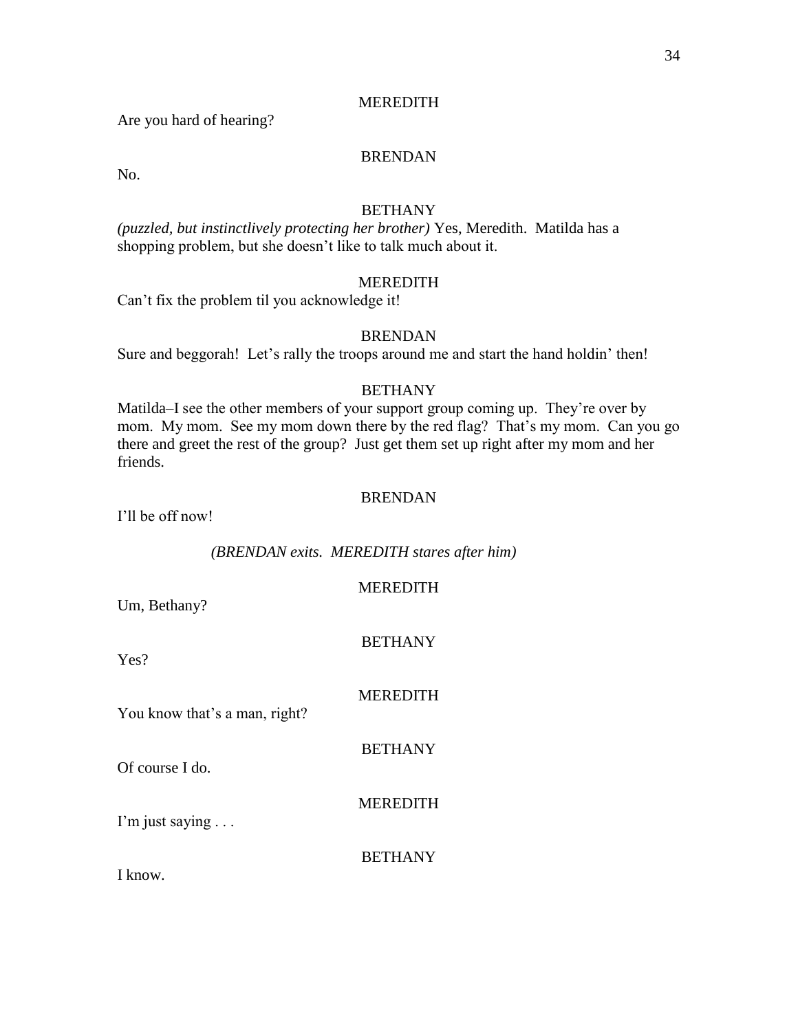MEREDITH

Are you hard of hearing?

BRENDAN

No.

BETHANY

*(puzzled, but instinctlively protecting her brother)* Yes, Meredith. Matilda has a shopping problem, but she doesn't like to talk much about it.

MEREDITH

Can't fix the problem til you acknowledge it!

BRENDAN

Sure and beggorah! Let's rally the troops around me and start the hand holdin' then!

BETHANY

Matilda–I see the other members of your support group coming up. They're over by mom. My mom. See my mom down there by the red flag? That's my mom. Can you go there and greet the rest of the group? Just get them set up right after my mom and her friends.

BRENDAN

I'll be off now!

*(BRENDAN exits. MEREDITH stares after him)*

MEREDITH

Um, Bethany?

BETHANY

Yes?

MEREDITH

You know that's a man, right?

BETHANY

Of course I do.

MEREDITH

I'm just saying . . .

BETHANY

I know.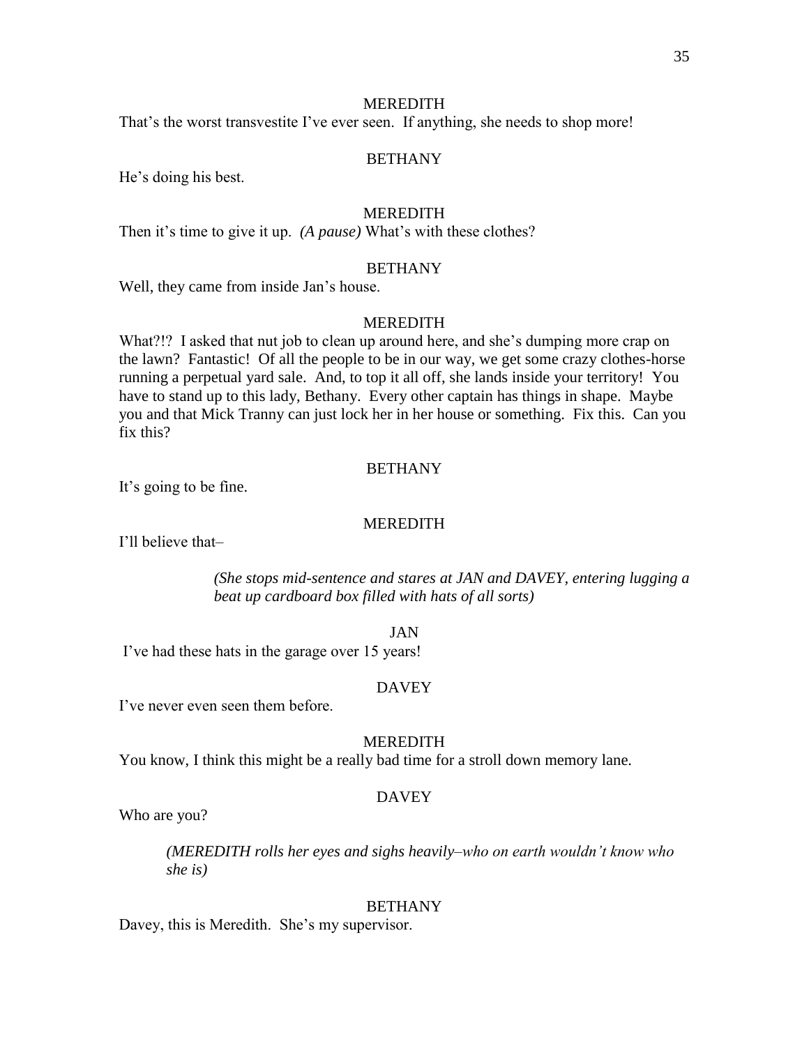MEREDITH

That's the worst transvestite I've ever seen. If anything, she needs to shop more!

BETHANY

He's doing his best.

MEREDITH

Then it's time to give it up. *(A pause)* What's with these clothes?

BETHANY

Well, they came from inside Jan's house.

MEREDITH

What?!? I asked that nut job to clean up around here, and she's dumping more crap on the lawn? Fantastic! Of all the people to be in our way, we get some crazy clothes-horse running a perpetual yard sale. And, to top it all off, she lands inside your territory! You have to stand up to this lady, Bethany. Every other captain has things in shape. Maybe you and that Mick Tranny can just lock her in her house or something. Fix this. Can you fix this?

BETHANY

It's going to be fine.

MEREDITH

I'll believe that–

*(She stops mid-sentence and stares at JAN and DAVEY, entering lugging a beat up cardboard box filled with hats of all sorts)*

JAN

I've had these hats in the garage over 15 years!

DAVEY

I've never even seen them before.

MEREDITH

You know, I think this might be a really bad time for a stroll down memory lane.

DAVEY

Who are you?

*(MEREDITH rolls her eyes and sighs heavily–who on earth wouldn't know who she is)*

BETHANY

Davey, this is Meredith. She's my supervisor.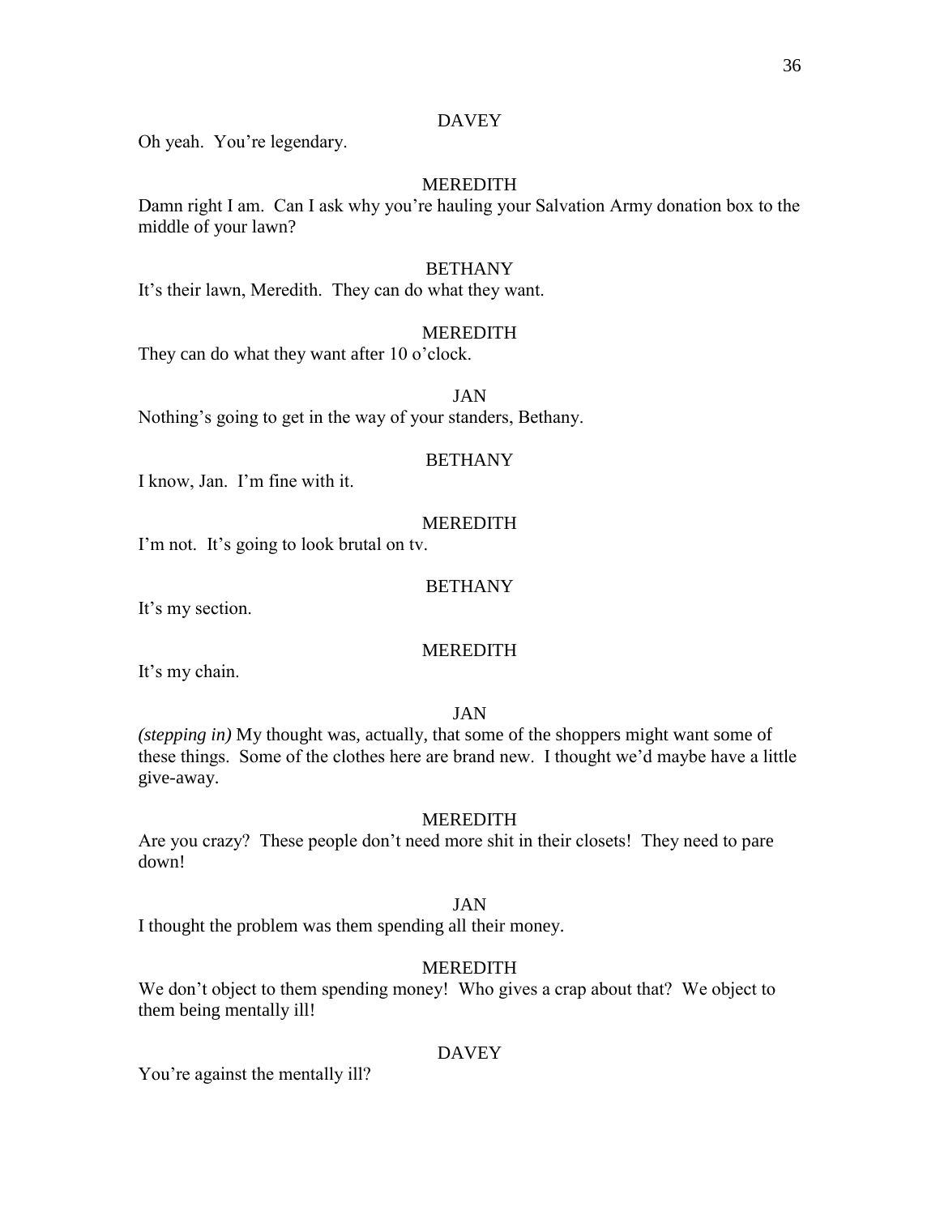DAVEY

Oh yeah. You're legendary.

MEREDITH

Damn right I am. Can I ask why you're hauling your Salvation Army donation box to the middle of your lawn?

BETHANY

It's their lawn, Meredith. They can do what they want.

MEREDITH

They can do what they want after 10 o'clock.

JAN

Nothing's going to get in the way of your standers, Bethany.

BETHANY

I know, Jan. I'm fine with it.

MEREDITH

I'm not. It's going to look brutal on tv.

BETHANY

It's my section.

MEREDITH

It's my chain.

JAN

*(stepping in)* My thought was, actually, that some of the shoppers might want some of these things. Some of the clothes here are brand new. I thought we'd maybe have a little give-away.

MEREDITH

Are you crazy? These people don't need more shit in their closets! They need to pare down!

JAN

I thought the problem was them spending all their money.

MEREDITH

We don't object to them spending money! Who gives a crap about that? We object to them being mentally ill!

DAVEY

You're against the mentally ill?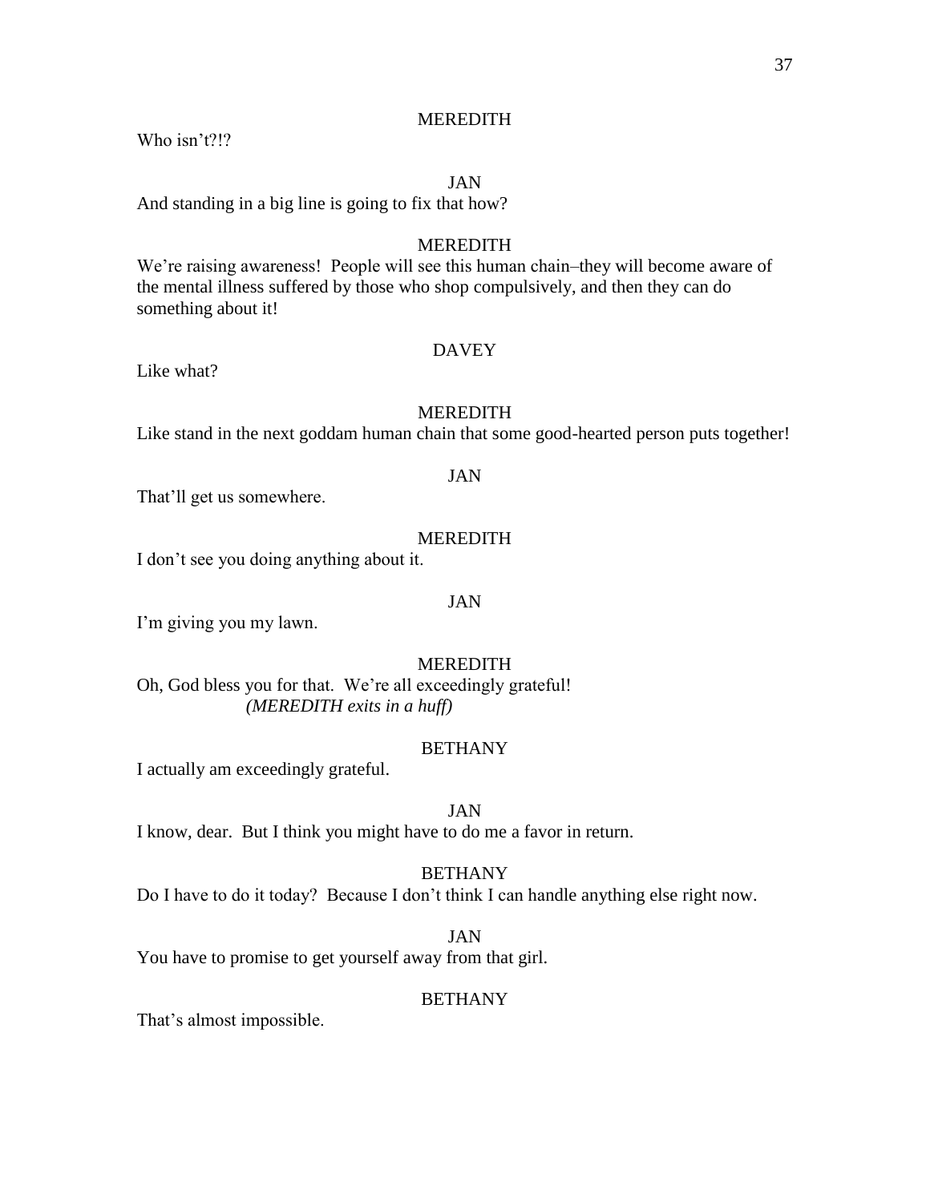MEREDITH

Who isn't?!?

JAN

And standing in a big line is going to fix that how?

MEREDITH

We're raising awareness! People will see this human chain–they will become aware of the mental illness suffered by those who shop compulsively, and then they can do something about it!

DAVEY

Like what?

MEREDITH

Like stand in the next goddam human chain that some good-hearted person puts together!

JAN

That'll get us somewhere.

MEREDITH

I don't see you doing anything about it.

JAN

I'm giving you my lawn.

MEREDITH

Oh, God bless you for that. We're all exceedingly grateful!

*(MEREDITH exits in a huff)*

BETHANY

I actually am exceedingly grateful.

JAN

I know, dear. But I think you might have to do me a favor in return.

BETHANY

Do I have to do it today? Because I don't think I can handle anything else right now.

JAN

You have to promise to get yourself away from that girl.

BETHANY

That's almost impossible.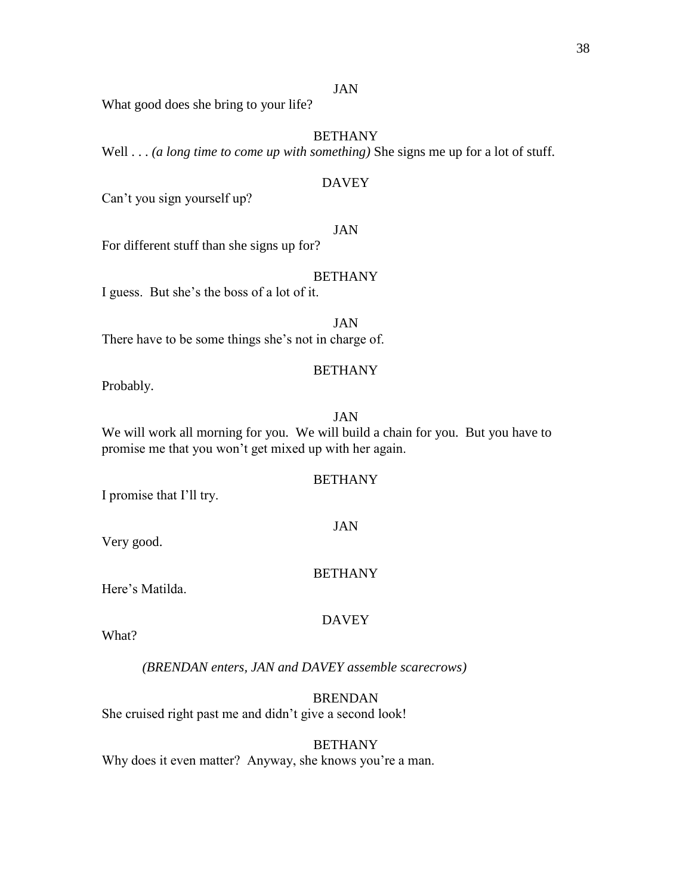JAN

What good does she bring to your life?

BETHANY

Well . . . *(a long time to come up with something)* She signs me up for a lot of stuff.

DAVEY

Can't you sign yourself up?

JAN

For different stuff than she signs up for?

BETHANY

I guess. But she's the boss of a lot of it.

JAN

There have to be some things she's not in charge of.

BETHANY

Probably.

JAN

We will work all morning for you. We will build a chain for you. But you have to promise me that you won't get mixed up with her again.

BETHANY

I promise that I'll try.

JAN

Very good.

BETHANY

Here's Matilda.

DAVEY

What?

*(BRENDAN enters, JAN and DAVEY assemble scarecrows)*

BRENDAN

She cruised right past me and didn't give a second look!

BETHANY

Why does it even matter? Anyway, she knows you're a man.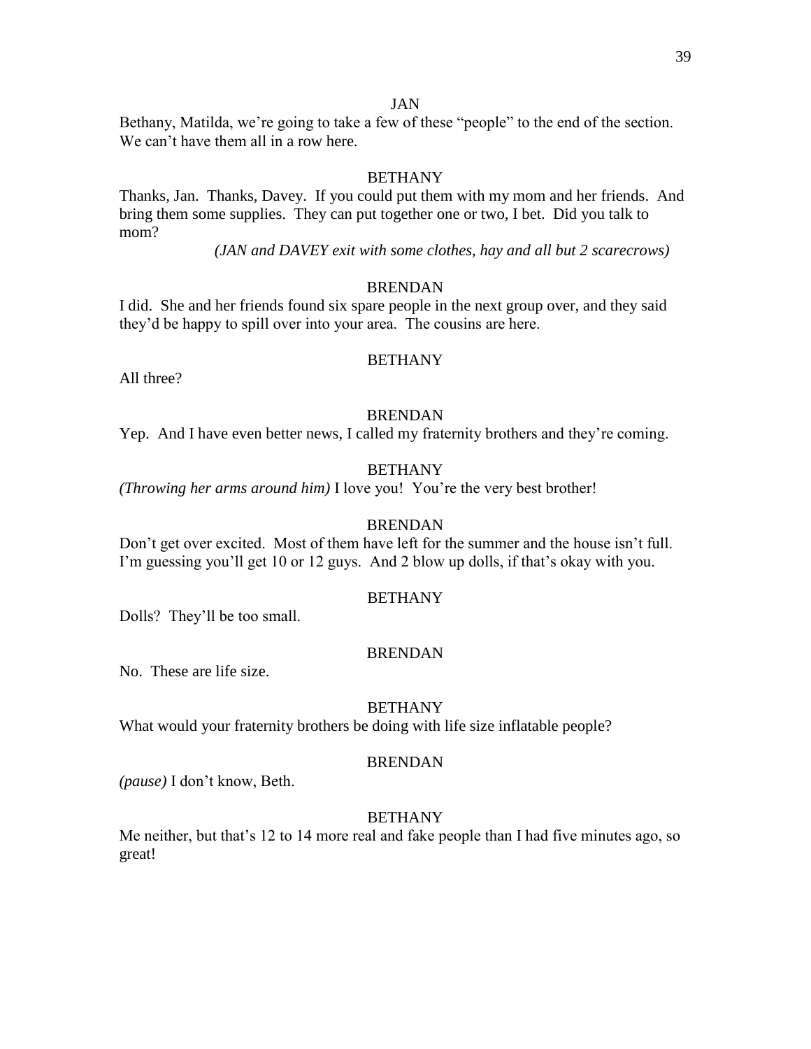JAN

Bethany, Matilda, we're going to take a few of these "people" to the end of the section. We can't have them all in a row here.

BETHANY

Thanks, Jan. Thanks, Davey. If you could put them with my mom and her friends. And bring them some supplies. They can put together one or two, I bet. Did you talk to mom?

*(JAN and DAVEY exit with some clothes, hay and all but 2 scarecrows)*

BRENDAN

I did. She and her friends found six spare people in the next group over, and they said they'd be happy to spill over into your area. The cousins are here.

BETHANY

All three?

BRENDAN

Yep. And I have even better news, I called my fraternity brothers and they're coming.

BETHANY

*(Throwing her arms around him)* I love you! You're the very best brother!

BRENDAN

Don't get over excited. Most of them have left for the summer and the house isn't full. I'm guessing you'll get 10 or 12 guys. And 2 blow up dolls, if that's okay with you.

BETHANY

Dolls? They'll be too small.

BRENDAN

No. These are life size.

BETHANY

What would your fraternity brothers be doing with life size inflatable people?

BRENDAN

*(pause)* I don't know, Beth.

BETHANY

Me neither, but that's 12 to 14 more real and fake people than I had five minutes ago, so great!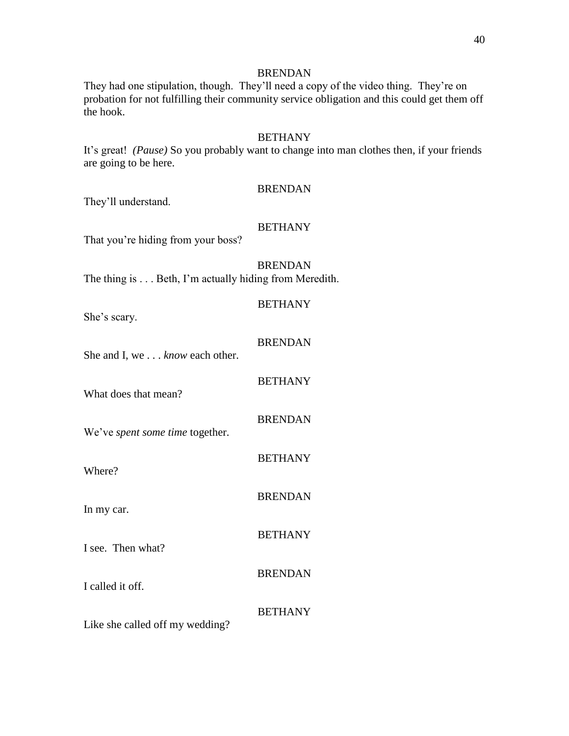BRENDAN

They had one stipulation, though. They'll need a copy of the video thing. They're on probation for not fulfilling their community service obligation and this could get them off the hook.

BETHANY

It's great! *(Pause)* So you probably want to change into man clothes then, if your friends are going to be here.

BRENDAN

They'll understand.

BETHANY

That you're hiding from your boss?

BRENDAN

The thing is . . . Beth, I'm actually hiding from Meredith.

BETHANY

She's scary.

BRENDAN

She and I, we . . . *know* each other.

BETHANY

What does that mean?

BRENDAN

We've *spent some time* together.

BETHANY

Where?

BRENDAN

In my car.

BETHANY

I see. Then what?

BRENDAN

I called it off.

BETHANY

Like she called off my wedding?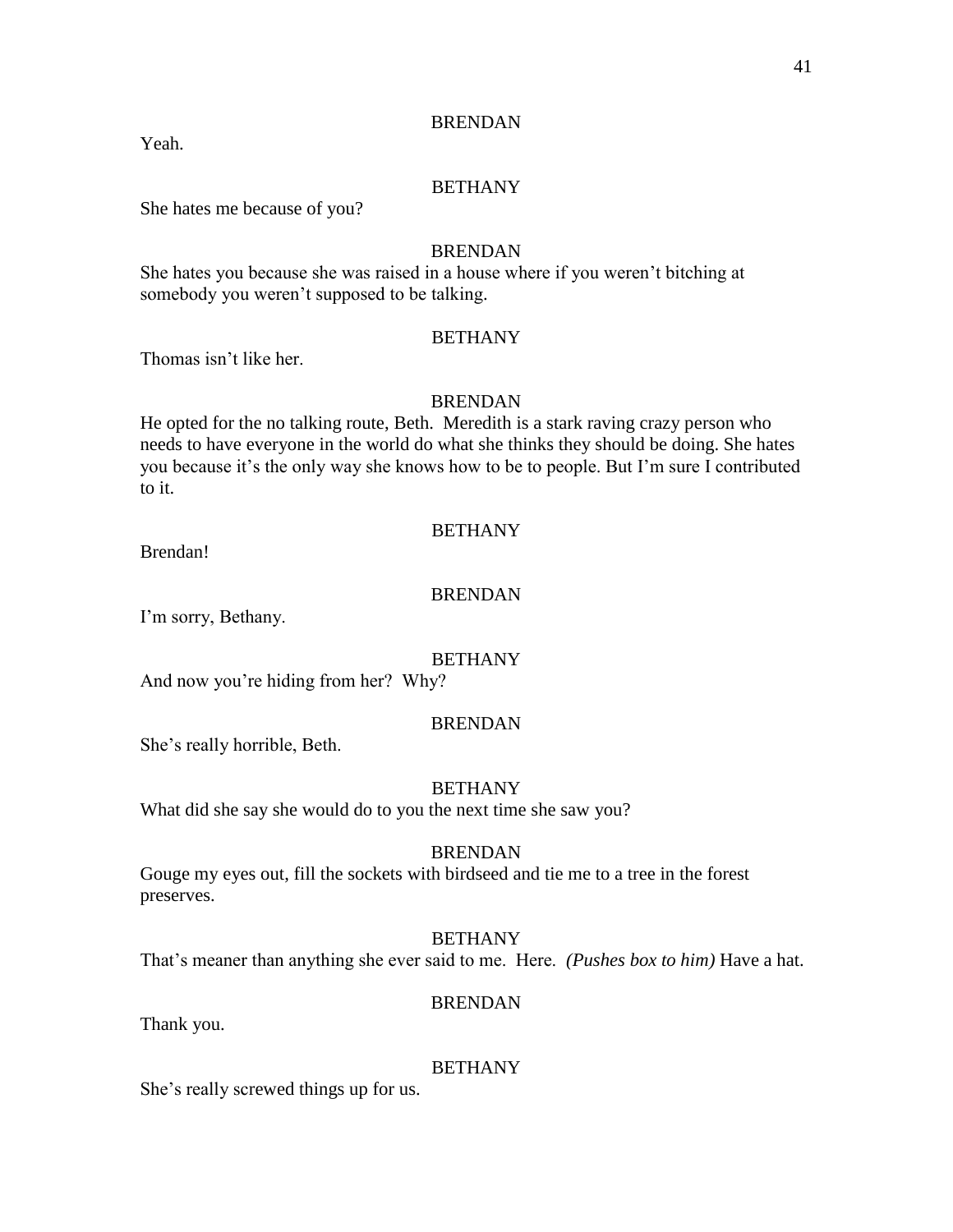BRENDAN

Yeah.

BETHANY

She hates me because of you?

BRENDAN

She hates you because she was raised in a house where if you weren't bitching at somebody you weren't supposed to be talking.

BETHANY

Thomas isn't like her.

BRENDAN

He opted for the no talking route, Beth. Meredith is a stark raving crazy person who needs to have everyone in the world do what she thinks they should be doing. She hates you because it's the only way she knows how to be to people. But I'm sure I contributed to it.

BETHANY

Brendan!

BRENDAN

I'm sorry, Bethany.

BETHANY

And now you're hiding from her? Why?

BRENDAN

She's really horrible, Beth.

BETHANY

What did she say she would do to you the next time she saw you?

BRENDAN

Gouge my eyes out, fill the sockets with birdseed and tie me to a tree in the forest preserves.

BETHANY

That's meaner than anything she ever said to me. Here. *(Pushes box to him)* Have a hat.

BRENDAN

Thank you.

BETHANY

She's really screwed things up for us.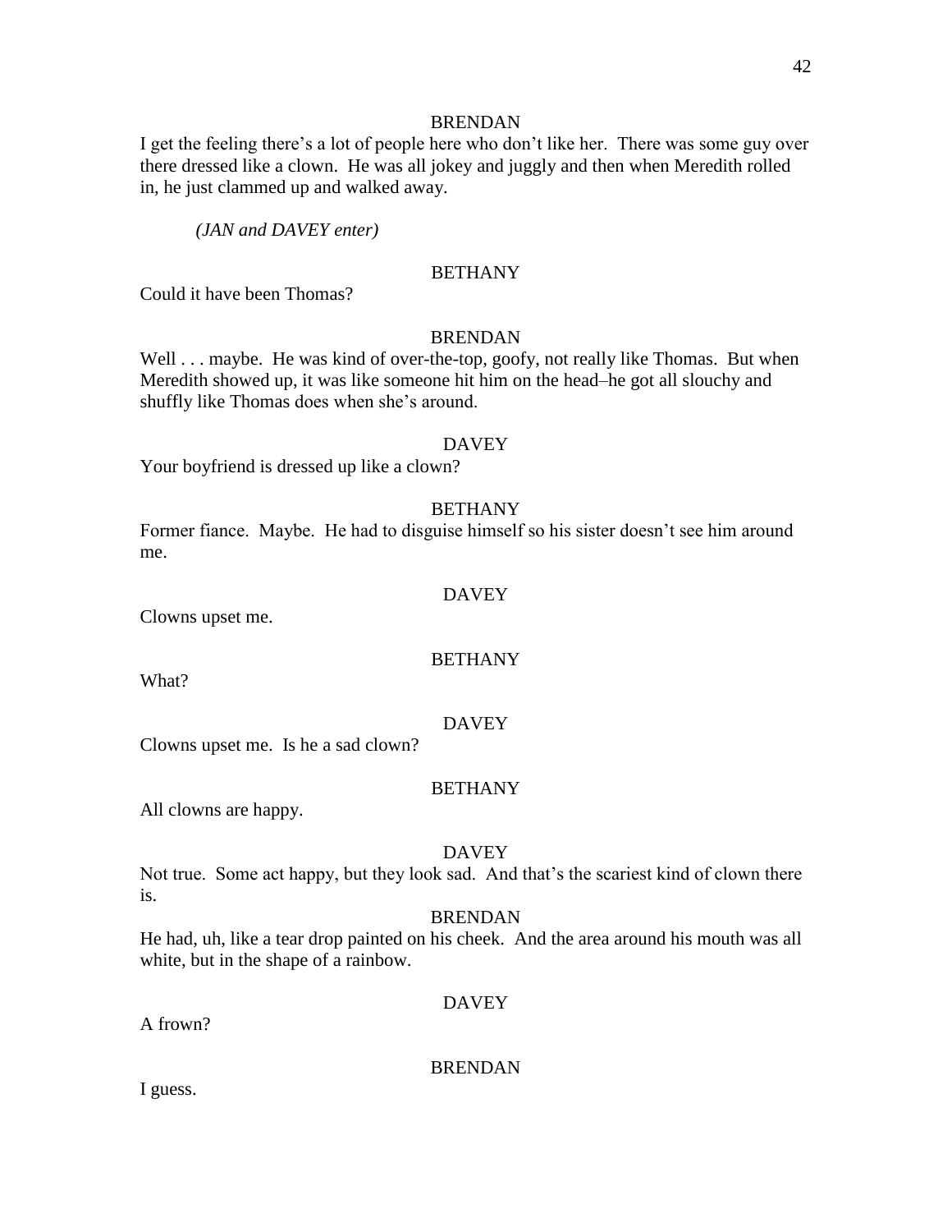BRENDAN

I get the feeling there's a lot of people here who don't like her. There was some guy over there dressed like a clown. He was all jokey and juggly and then when Meredith rolled in, he just clammed up and walked away.

*(JAN and DAVEY enter)*

BETHANY

Could it have been Thomas?

BRENDAN

Well . . . maybe. He was kind of over-the-top, goofy, not really like Thomas. But when Meredith showed up, it was like someone hit him on the head–he got all slouchy and shuffly like Thomas does when she's around.

DAVEY

Your boyfriend is dressed up like a clown?

BETHANY

Former fiance. Maybe. He had to disguise himself so his sister doesn't see him around me.

DAVEY

Clowns upset me.

BETHANY

What?

DAVEY

Clowns upset me. Is he a sad clown?

BETHANY

All clowns are happy.

DAVEY

Not true. Some act happy, but they look sad. And that's the scariest kind of clown there is.

BRENDAN

He had, uh, like a tear drop painted on his cheek. And the area around his mouth was all white, but in the shape of a rainbow.

DAVEY

A frown?

BRENDAN

I guess.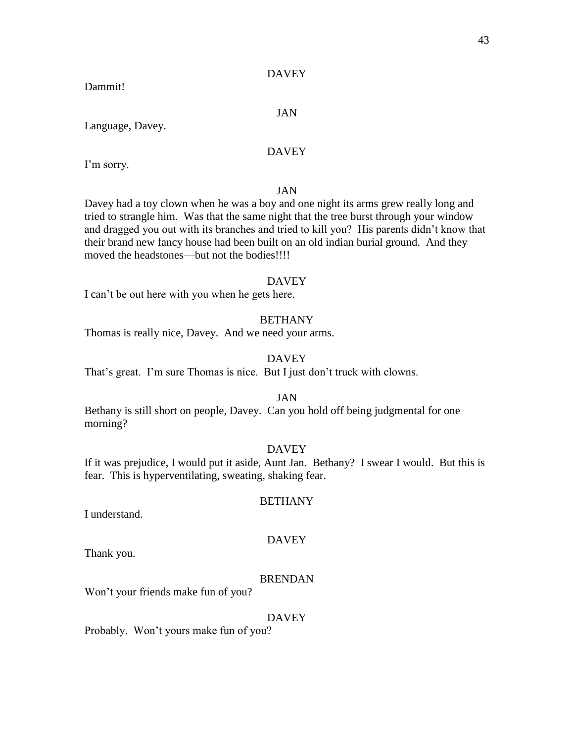DAVEY

Dammit!

JAN

Language, Davey.

DAVEY

I'm sorry.

JAN

Davey had a toy clown when he was a boy and one night its arms grew really long and tried to strangle him. Was that the same night that the tree burst through your window and dragged you out with its branches and tried to kill you? His parents didn't know that their brand new fancy house had been built on an old indian burial ground. And they moved the headstones—but not the bodies!!!!

DAVEY

I can't be out here with you when he gets here.

BETHANY

Thomas is really nice, Davey. And we need your arms.

DAVEY

That's great. I'm sure Thomas is nice. But I just don't truck with clowns.

JAN

Bethany is still short on people, Davey. Can you hold off being judgmental for one morning?

DAVEY

If it was prejudice, I would put it aside, Aunt Jan. Bethany? I swear I would. But this is fear. This is hyperventilating, sweating, shaking fear.

BETHANY

I understand.

DAVEY

Thank you.

BRENDAN

Won't your friends make fun of you?

DAVEY

Probably. Won't yours make fun of you?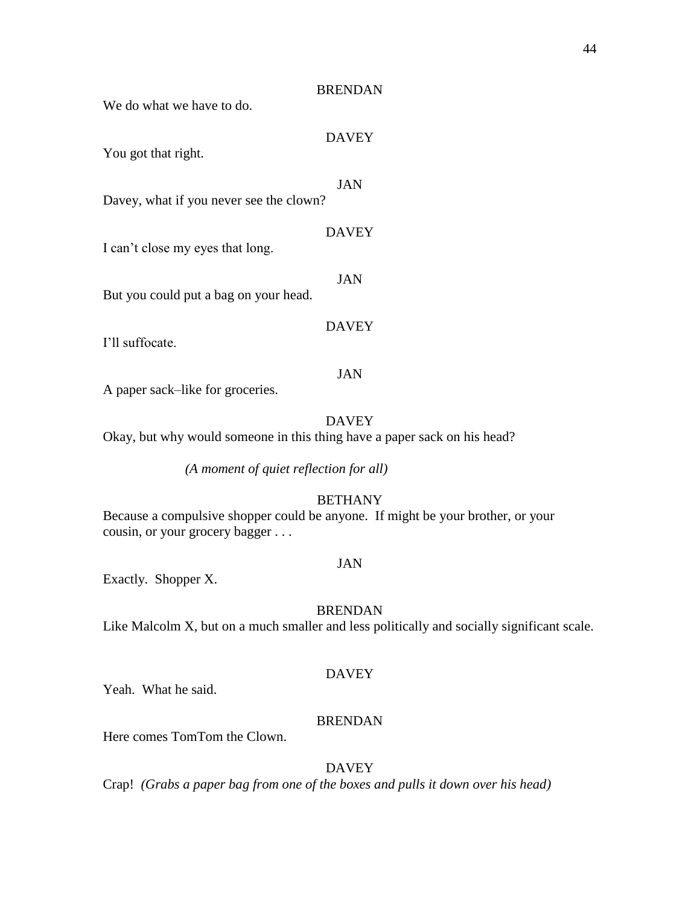BRENDAN

We do what we have to do.

DAVEY

You got that right.

JAN

Davey, what if you never see the clown?

DAVEY

I can't close my eyes that long.

JAN

But you could put a bag on your head.

DAVEY

I'll suffocate.

JAN

A paper sack–like for groceries.

DAVEY

Okay, but why would someone in this thing have a paper sack on his head?

*(A moment of quiet reflection for all)*

BETHANY

Because a compulsive shopper could be anyone. If might be your brother, or your cousin, or your grocery bagger . . .

JAN

Exactly. Shopper X.

BRENDAN

Like Malcolm X, but on a much smaller and less politically and socially significant scale.

DAVEY

Yeah. What he said.

BRENDAN

Here comes TomTom the Clown.

DAVEY

Crap! *(Grabs a paper bag from one of the boxes and pulls it down over his head)*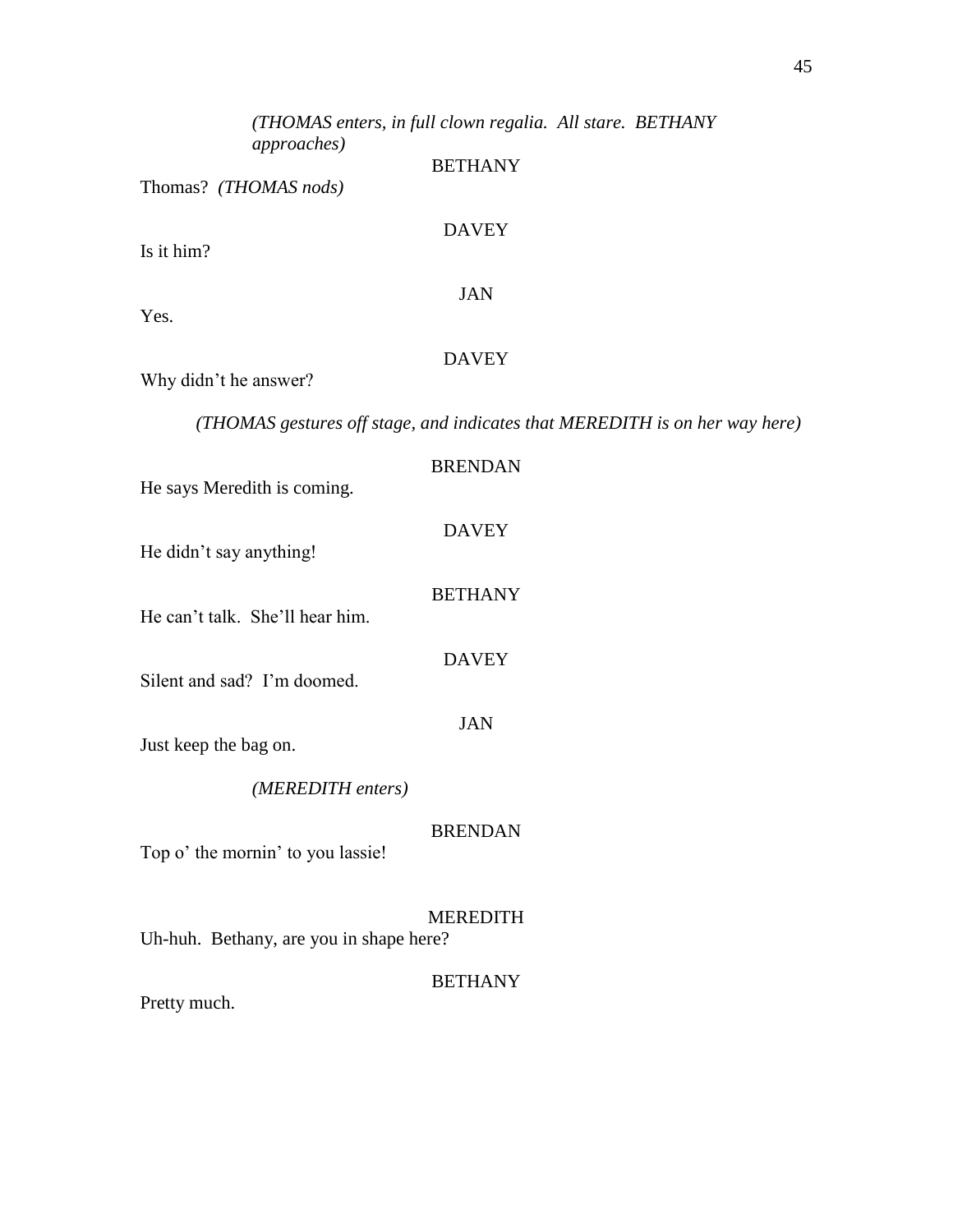*(THOMAS enters, in full clown regalia. All stare. BETHANY approaches)*

BETHANY

Thomas? *(THOMAS nods)*

DAVEY

Is it him?

JAN

Yes.

DAVEY

Why didn't he answer?

*(THOMAS gestures off stage, and indicates that MEREDITH is on her way here)*

BRENDAN

He says Meredith is coming.

DAVEY

He didn't say anything!

BETHANY

He can't talk. She'll hear him.

DAVEY

Silent and sad? I'm doomed.

JAN

Just keep the bag on.

*(MEREDITH enters)*

BRENDAN

Top o' the mornin' to you lassie!

MEREDITH

Uh-huh. Bethany, are you in shape here?

BETHANY

Pretty much.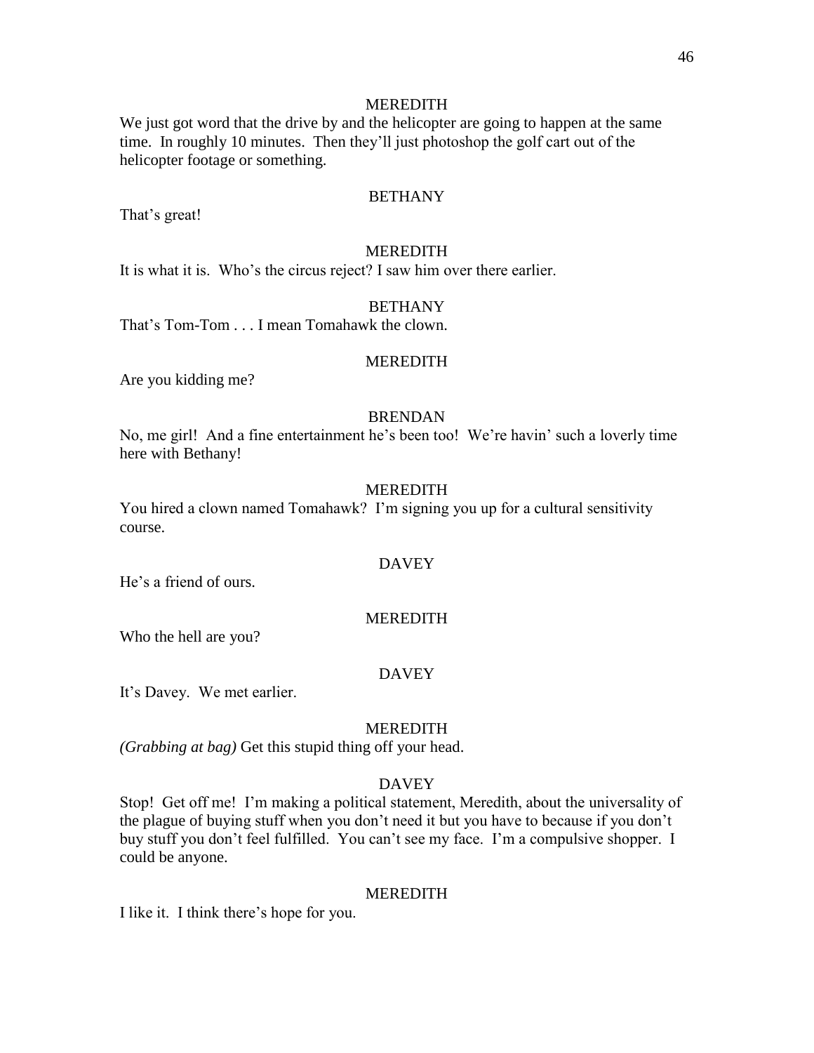MEREDITH

We just got word that the drive by and the helicopter are going to happen at the same time. In roughly 10 minutes. Then they'll just photoshop the golf cart out of the helicopter footage or something.

BETHANY

That's great!

MEREDITH

It is what it is. Who's the circus reject? I saw him over there earlier.

BETHANY

That's Tom-Tom . . . I mean Tomahawk the clown.

MEREDITH

Are you kidding me?

BRENDAN

No, me girl! And a fine entertainment he's been too! We're havin' such a loverly time here with Bethany!

MEREDITH

You hired a clown named Tomahawk? I'm signing you up for a cultural sensitivity course.

DAVEY

He's a friend of ours.

MEREDITH

Who the hell are you?

DAVEY

It's Davey. We met earlier.

MEREDITH

*(Grabbing at bag)* Get this stupid thing off your head.

DAVEY

Stop! Get off me! I'm making a political statement, Meredith, about the universality of the plague of buying stuff when you don't need it but you have to because if you don't buy stuff you don't feel fulfilled. You can't see my face. I'm a compulsive shopper. I could be anyone.

MEREDITH

I like it. I think there's hope for you.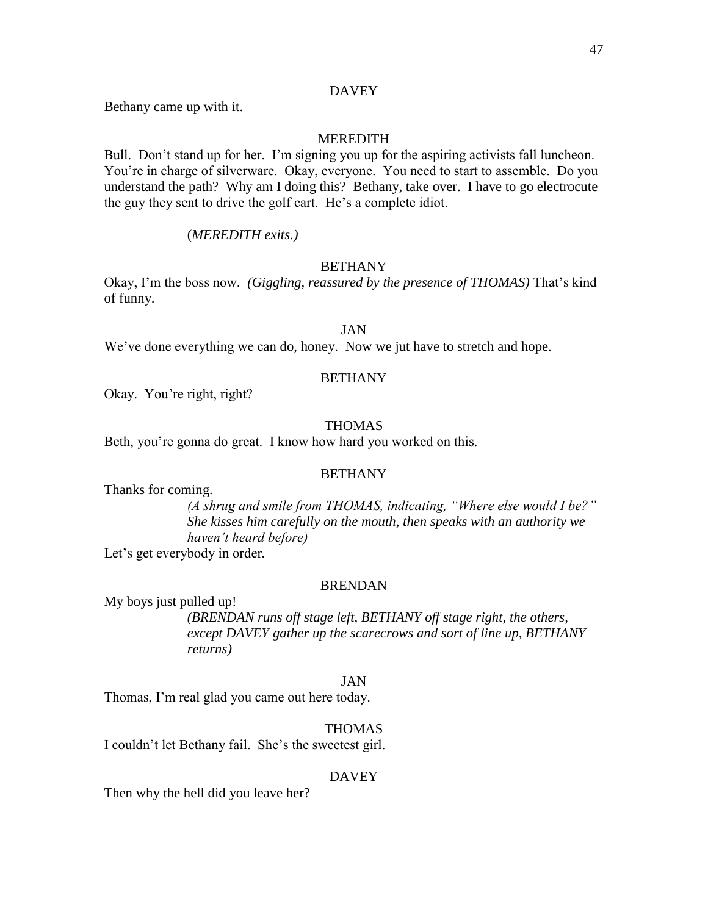DAVEY

Bethany came up with it.

MEREDITH

Bull. Don't stand up for her. I'm signing you up for the aspiring activists fall luncheon. You're in charge of silverware. Okay, everyone. You need to start to assemble. Do you understand the path? Why am I doing this? Bethany, take over. I have to go electrocute the guy they sent to drive the golf cart. He's a complete idiot.

(*MEREDITH exits.)*

BETHANY

Okay, I'm the boss now. *(Giggling, reassured by the presence of THOMAS)* That's kind of funny.

JAN

We've done everything we can do, honey. Now we jut have to stretch and hope.

BETHANY

Okay. You're right, right?

THOMAS

Beth, you're gonna do great. I know how hard you worked on this.

BETHANY

Thanks for coming.

*(A shrug and smile from THOMAS, indicating, "Where else would I be?" She kisses him carefully on the mouth, then speaks with an authority we haven't heard before)*

Let's get everybody in order.

BRENDAN

My boys just pulled up!

*(BRENDAN runs off stage left, BETHANY off stage right, the others, except DAVEY gather up the scarecrows and sort of line up, BETHANY returns)*

JAN

Thomas, I'm real glad you came out here today.

THOMAS

I couldn't let Bethany fail. She's the sweetest girl.

DAVEY

Then why the hell did you leave her?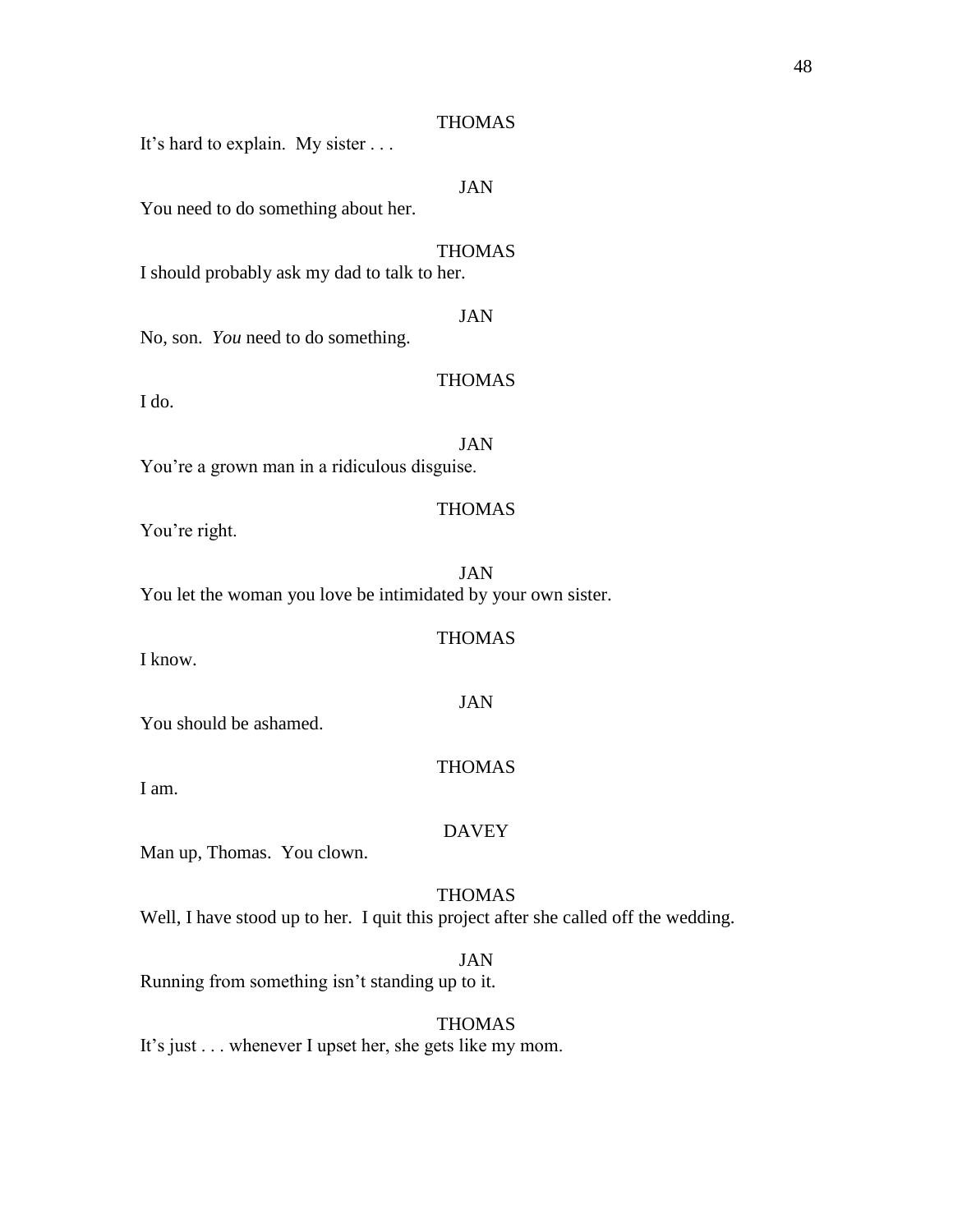THOMAS

It's hard to explain. My sister . . .

JAN

You need to do something about her.

THOMAS

I should probably ask my dad to talk to her.

JAN

No, son. *You* need to do something.

THOMAS

I do.

JAN

You're a grown man in a ridiculous disguise.

THOMAS

You're right.

JAN

You let the woman you love be intimidated by your own sister.

THOMAS

I know.

JAN

You should be ashamed.

THOMAS

I am.

DAVEY

Man up, Thomas. You clown.

THOMAS

Well, I have stood up to her. I quit this project after she called off the wedding.

JAN

Running from something isn't standing up to it.

THOMAS

It's just . . . whenever I upset her, she gets like my mom.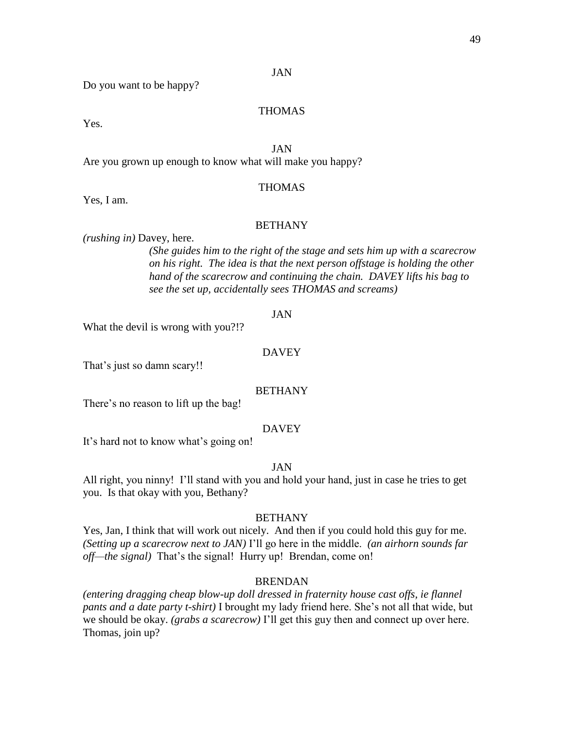JAN

Do you want to be happy?

THOMAS

Yes.

JAN

Are you grown up enough to know what will make you happy?

THOMAS

Yes, I am.

BETHANY

*(rushing in)* Davey, here.

*(She guides him to the right of the stage and sets him up with a scarecrow on his right. The idea is that the next person offstage is holding the other hand of the scarecrow and continuing the chain. DAVEY lifts his bag to see the set up, accidentally sees THOMAS and screams)*

JAN

What the devil is wrong with you?!?

DAVEY

That's just so damn scary!!

BETHANY

There's no reason to lift up the bag!

DAVEY

It's hard not to know what's going on!

JAN

All right, you ninny! I'll stand with you and hold your hand, just in case he tries to get you. Is that okay with you, Bethany?

BETHANY

Yes, Jan, I think that will work out nicely. And then if you could hold this guy for me. *(Setting up a scarecrow next to JAN)* I'll go here in the middle. *(an airhorn sounds far off—the signal)* That's the signal! Hurry up! Brendan, come on!

BRENDAN

*(entering dragging cheap blow-up doll dressed in fraternity house cast offs, ie flannel pants and a date party t-shirt)* I brought my lady friend here. She's not all that wide, but we should be okay. *(grabs a scarecrow)* I'll get this guy then and connect up over here. Thomas, join up?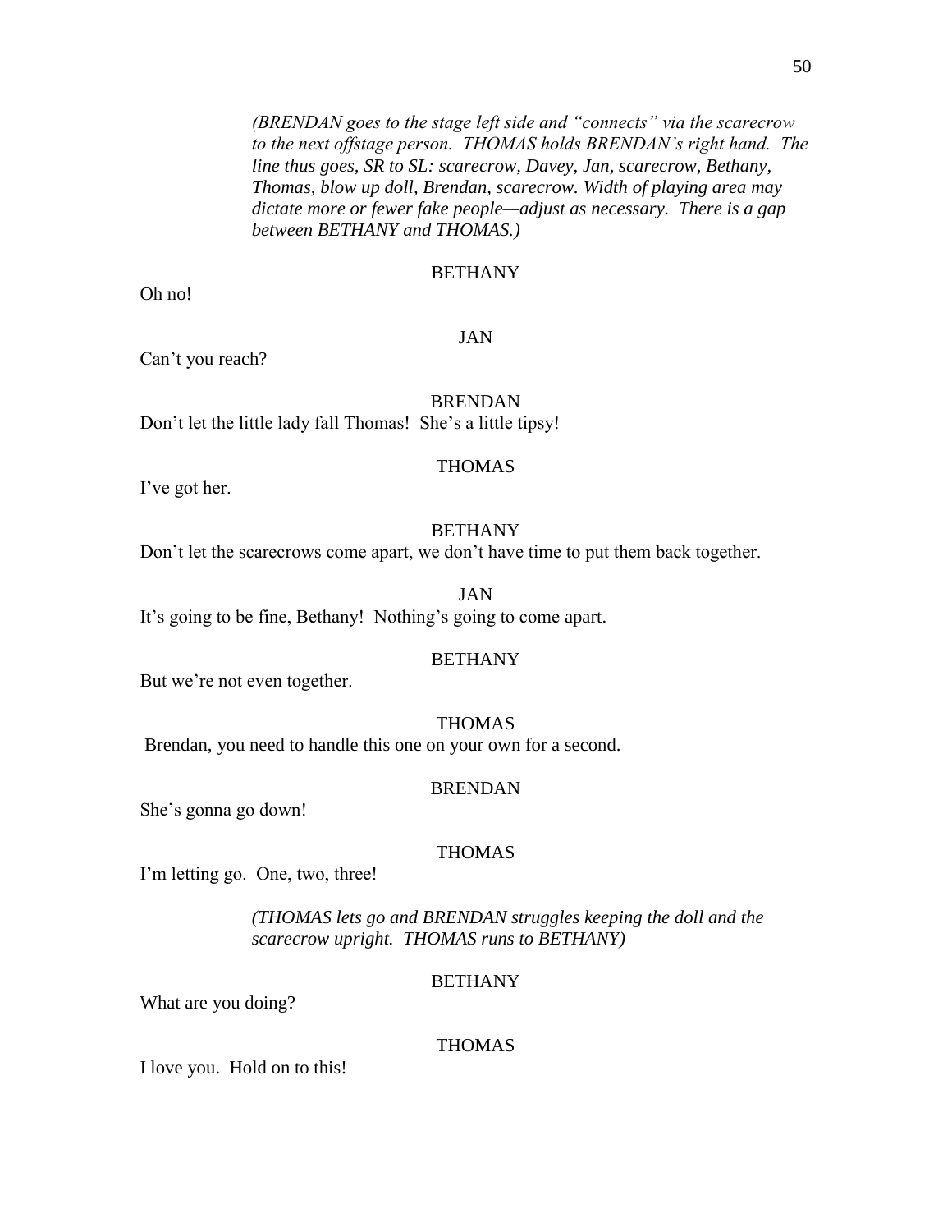*(BRENDAN goes to the stage left side and "connects" via the scarecrow to the next offstage person. THOMAS holds BRENDAN's right hand. The line thus goes, SR to SL: scarecrow, Davey, Jan, scarecrow, Bethany, Thomas, blow up doll, Brendan, scarecrow. Width of playing area may dictate more or fewer fake people—adjust as necessary. There is a gap between BETHANY and THOMAS.)*

BETHANY

Oh no!

JAN

Can't you reach?

BRENDAN

Don't let the little lady fall Thomas! She's a little tipsy!

THOMAS

I've got her.

BETHANY

Don't let the scarecrows come apart, we don't have time to put them back together.

JAN

It's going to be fine, Bethany! Nothing's going to come apart.

BETHANY

But we're not even together.

THOMAS

Brendan, you need to handle this one on your own for a second.

BRENDAN

She's gonna go down!

THOMAS

I'm letting go. One, two, three!

*(THOMAS lets go and BRENDAN struggles keeping the doll and the scarecrow upright. THOMAS runs to BETHANY)*

BETHANY

What are you doing?

THOMAS

I love you. Hold on to this!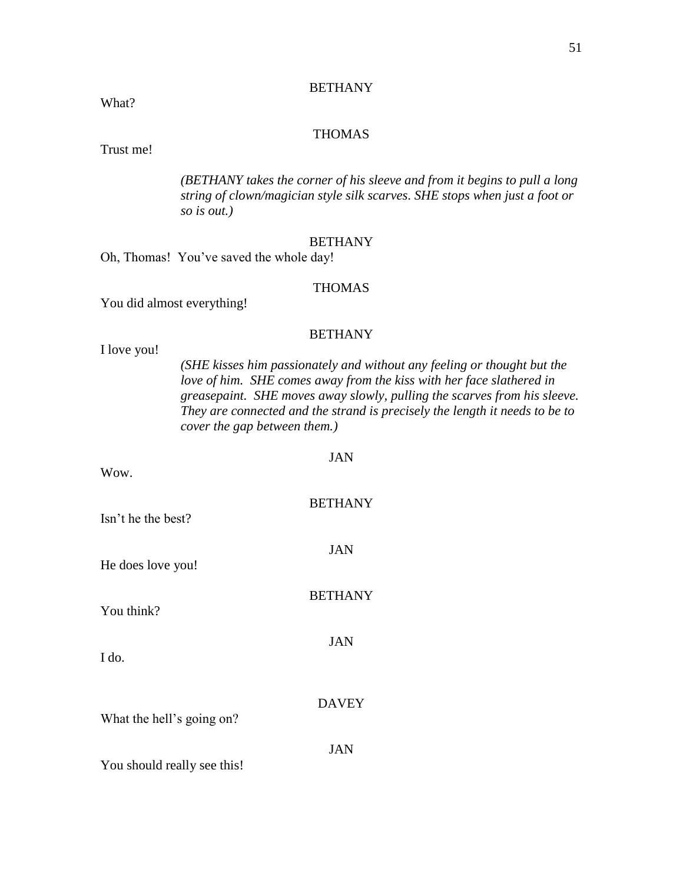BETHANY

What?

THOMAS

Trust me!

*(BETHANY takes the corner of his sleeve and from it begins to pull a long string of clown/magician style silk scarves. SHE stops when just a foot or so is out.)*

BETHANY

Oh, Thomas! You've saved the whole day!

THOMAS

You did almost everything!

BETHANY

I love you!

*(SHE kisses him passionately and without any feeling or thought but the love of him. SHE comes away from the kiss with her face slathered in greasepaint. SHE moves away slowly, pulling the scarves from his sleeve. They are connected and the strand is precisely the length it needs to be to cover the gap between them.)*

JAN

Wow.

BETHANY

Isn't he the best?

JAN

He does love you!

BETHANY

You think?

JAN

I do.

DAVEY

What the hell's going on?

JAN

You should really see this!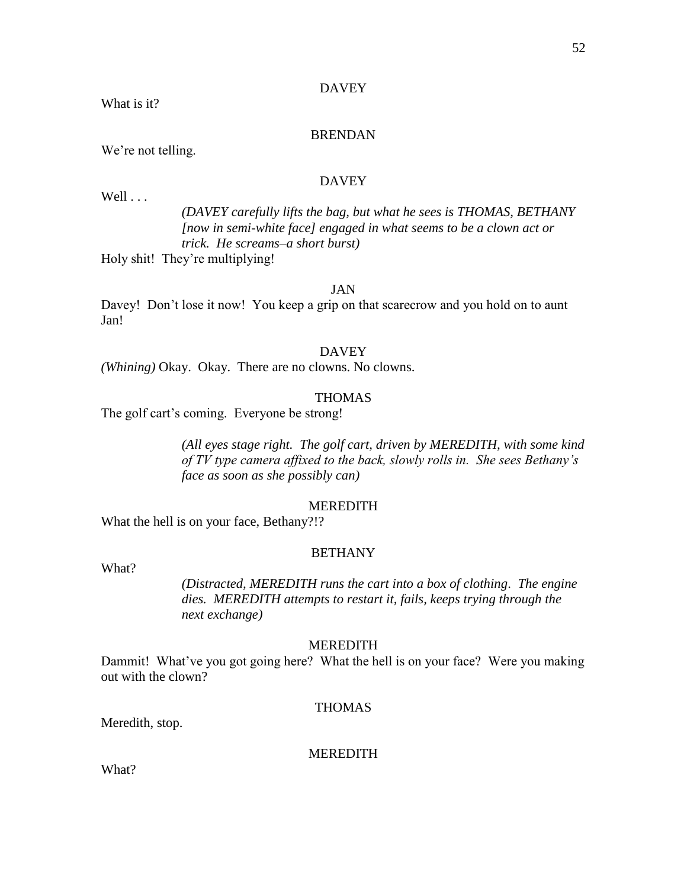DAVEY

What is it?

BRENDAN

We're not telling.

DAVEY

Well . . .

*(DAVEY carefully lifts the bag, but what he sees is THOMAS, BETHANY [now in semi-white face] engaged in what seems to be a clown act or trick. He screams–a short burst)*

Holy shit! They're multiplying!

JAN

Davey! Don't lose it now! You keep a grip on that scarecrow and you hold on to aunt Jan!

DAVEY

*(Whining)* Okay. Okay. There are no clowns. No clowns.

THOMAS

The golf cart's coming. Everyone be strong!

*(All eyes stage right. The golf cart, driven by MEREDITH, with some kind of TV type camera affixed to the back, slowly rolls in. She sees Bethany's face as soon as she possibly can)*

MEREDITH

What the hell is on your face, Bethany?!?

BETHANY

What?

*(Distracted, MEREDITH runs the cart into a box of clothing. The engine dies. MEREDITH attempts to restart it, fails, keeps trying through the next exchange)*

MEREDITH

Dammit! What've you got going here? What the hell is on your face? Were you making out with the clown?

THOMAS

Meredith, stop.

MEREDITH

What?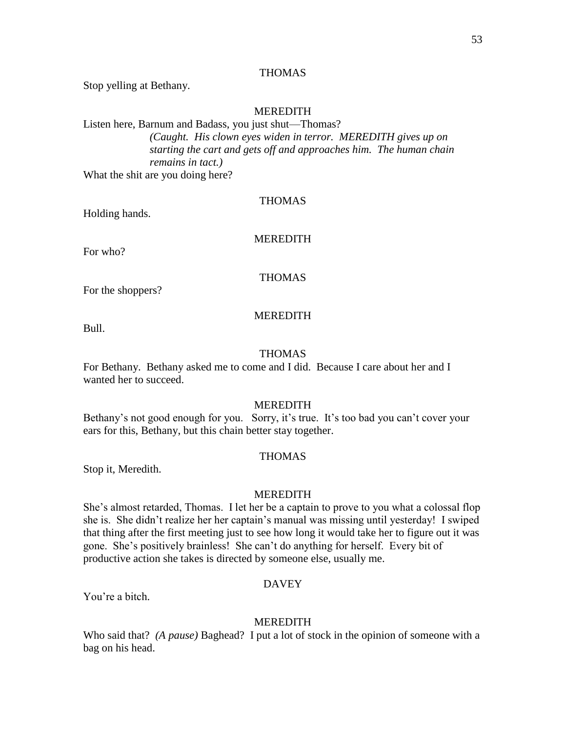THOMAS

Stop yelling at Bethany.

MEREDITH

Listen here, Barnum and Badass, you just shut—Thomas?

*(Caught. His clown eyes widen in terror. MEREDITH gives up on starting the cart and gets off and approaches him. The human chain remains in tact.)*

What the shit are you doing here?

THOMAS

Holding hands.

MEREDITH

For who?

THOMAS

For the shoppers?

MEREDITH

Bull.

THOMAS

For Bethany. Bethany asked me to come and I did. Because I care about her and I wanted her to succeed.

MEREDITH

Bethany's not good enough for you. Sorry, it's true. It's too bad you can't cover your ears for this, Bethany, but this chain better stay together.

THOMAS

Stop it, Meredith.

MEREDITH

She's almost retarded, Thomas. I let her be a captain to prove to you what a colossal flop she is. She didn't realize her her captain's manual was missing until yesterday! I swiped that thing after the first meeting just to see how long it would take her to figure out it was gone. She's positively brainless! She can't do anything for herself. Every bit of productive action she takes is directed by someone else, usually me.

DAVEY

You're a bitch.

MEREDITH

Who said that? *(A pause)* Baghead? I put a lot of stock in the opinion of someone with a bag on his head.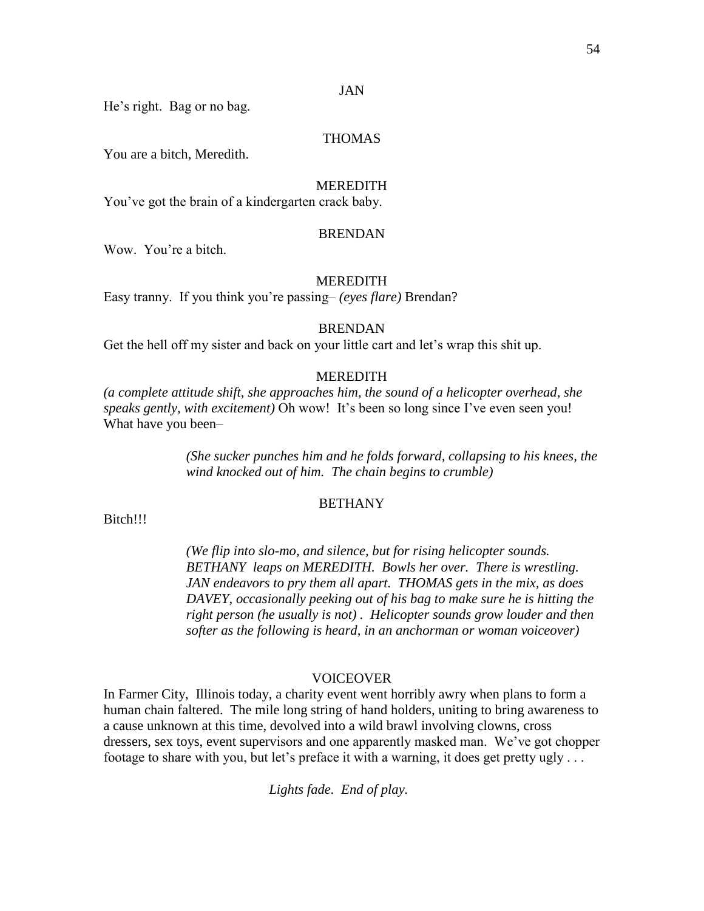JAN

He's right. Bag or no bag.

THOMAS

You are a bitch, Meredith.

MEREDITH

You've got the brain of a kindergarten crack baby.

BRENDAN

Wow. You're a bitch.

MEREDITH

Easy tranny. If you think you're passing– *(eyes flare)* Brendan?

BRENDAN

Get the hell off my sister and back on your little cart and let's wrap this shit up.

MEREDITH

*(a complete attitude shift, she approaches him, the sound of a helicopter overhead, she speaks gently, with excitement)* Oh wow! It's been so long since I've even seen you! What have you been–

> *(She sucker punches him and he folds forward, collapsing to his knees, the wind knocked out of him. The chain begins to crumble)*

BETHANY

Bitch!!!

> *(We flip into slo-mo, and silence, but for rising helicopter sounds. BETHANY leaps on MEREDITH. Bowls her over. There is wrestling. JAN endeavors to pry them all apart. THOMAS gets in the mix, as does DAVEY, occasionally peeking out of his bag to make sure he is hitting the right person (he usually is not) . Helicopter sounds grow louder and then softer as the following is heard, in an anchorman or woman voiceover)*

VOICEOVER

In Farmer City, Illinois today, a charity event went horribly awry when plans to form a human chain faltered. The mile long string of hand holders, uniting to bring awareness to a cause unknown at this time, devolved into a wild brawl involving clowns, cross dressers, sex toys, event supervisors and one apparently masked man. We've got chopper footage to share with you, but let's preface it with a warning, it does get pretty ugly . . .

*Lights fade. End of play.*